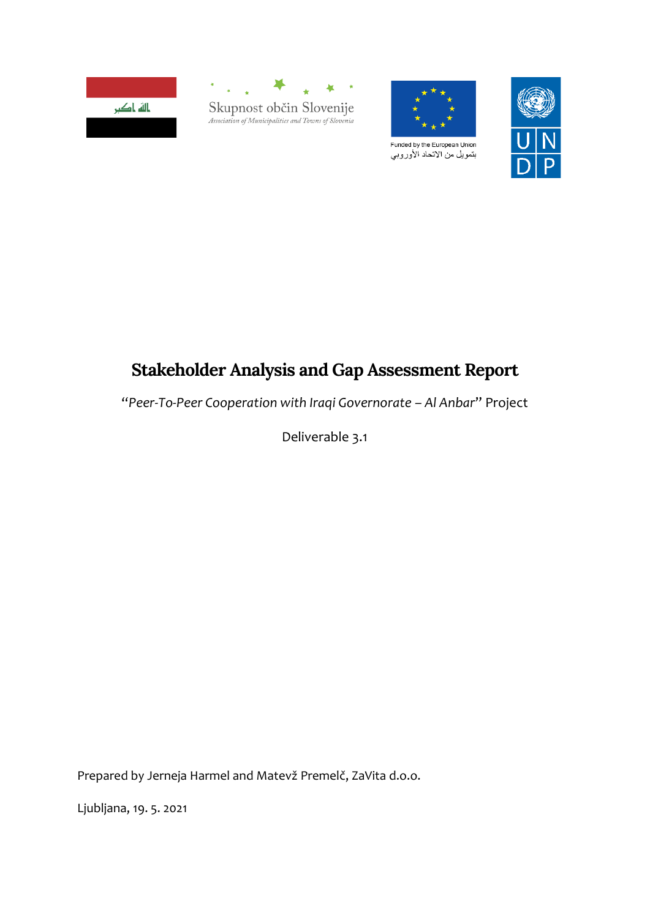Skupnost občin Slovenije

*Association of Municipalities and Towns of Slovenia*

Funded by the European Union

بتمويل من الاتحاد الأوروبي

# Stakeholder Analysis and Gap Assessment Report

"*Peer-To-Peer Cooperation with Iraqi Governorate – Al Anbar*" Project

Deliverable 3.1

Prepared by Jerneja Harmel and Matevž Premelč, ZaVita d.o.o.

Ljubljana, 19. 5. 2021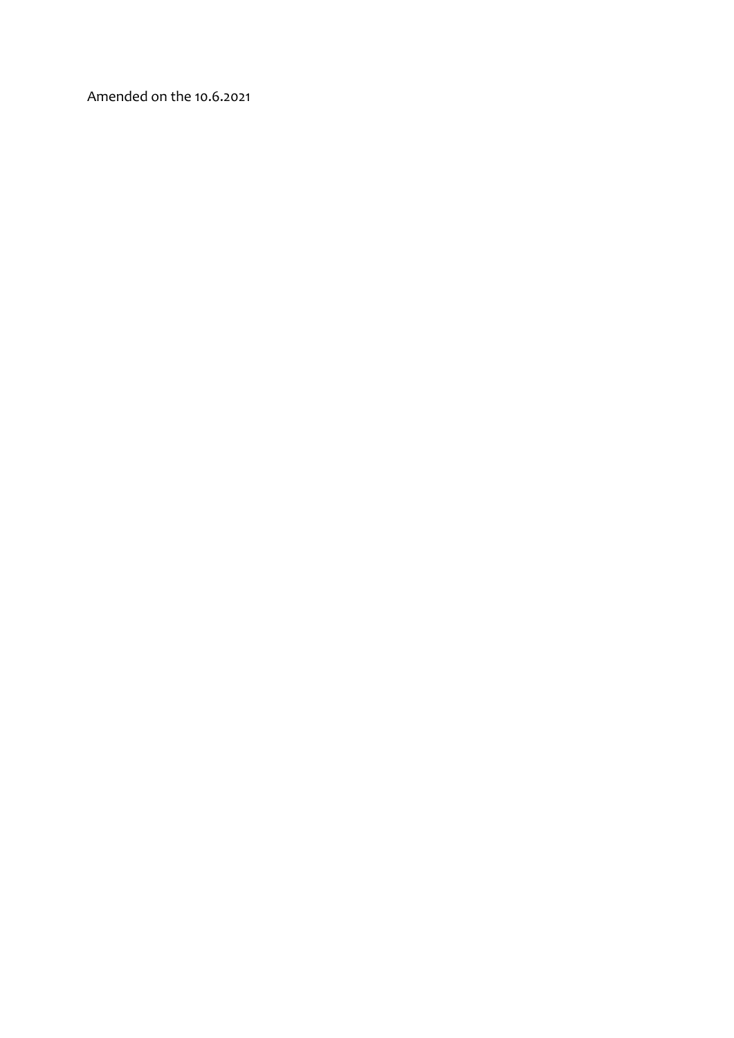Amended on the 10.6.2021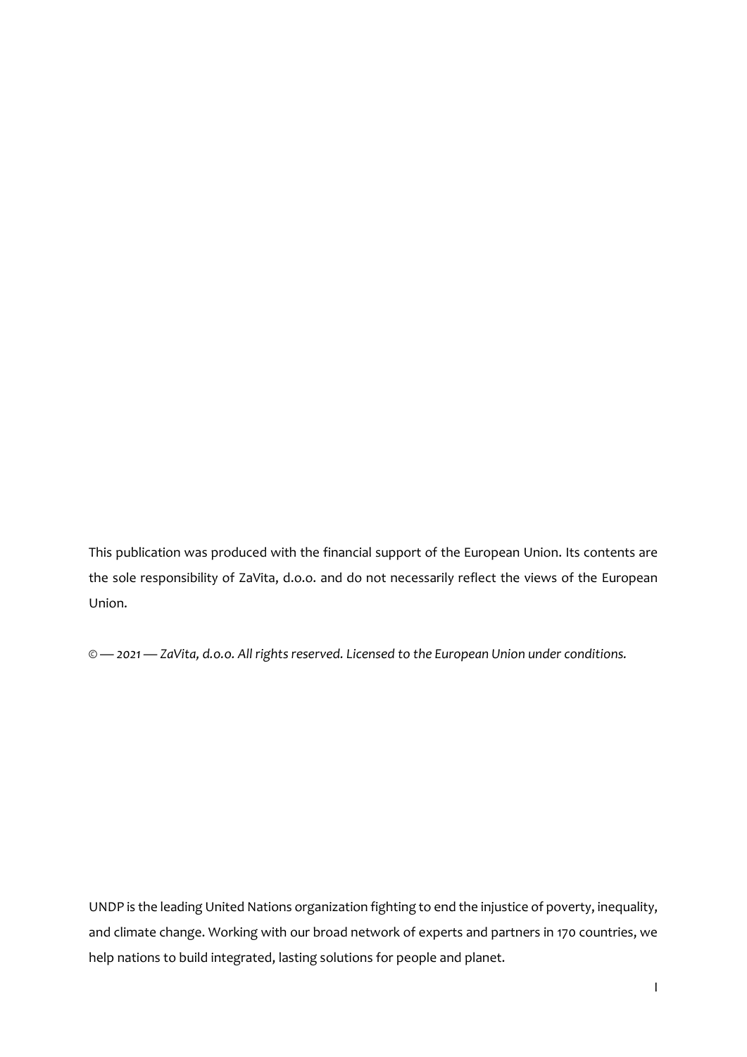This publication was produced with the financial support of the European Union. Its contents are the sole responsibility of ZaVita, d.o.o. and do not necessarily reflect the views of the European Union.

*© — 2021 — ZaVita, d.o.o. All rights reserved. Licensed to the European Union under conditions.*

UNDP is the leading United Nations organization fighting to end the injustice of poverty, inequality, and climate change. Working with our broad network of experts and partners in 170 countries, we help nations to build integrated, lasting solutions for people and planet.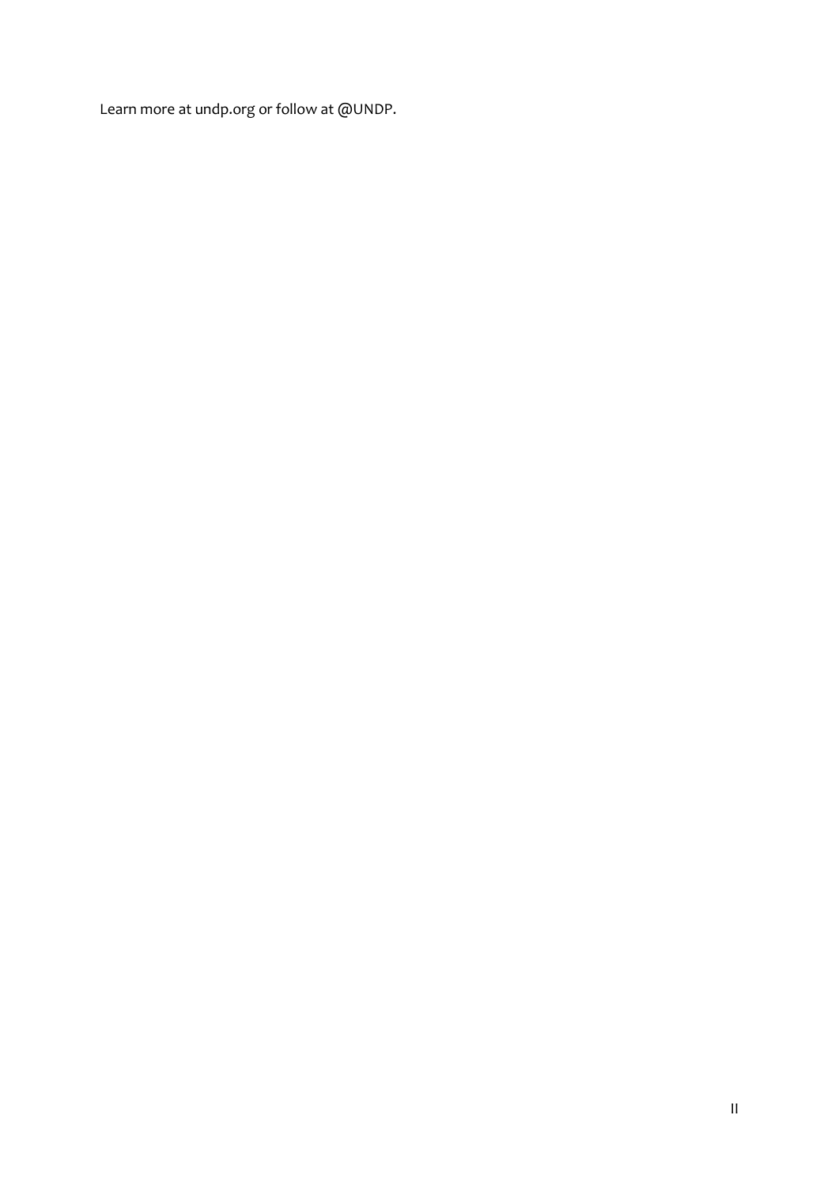Learn more at undp.org or follow at @UNDP.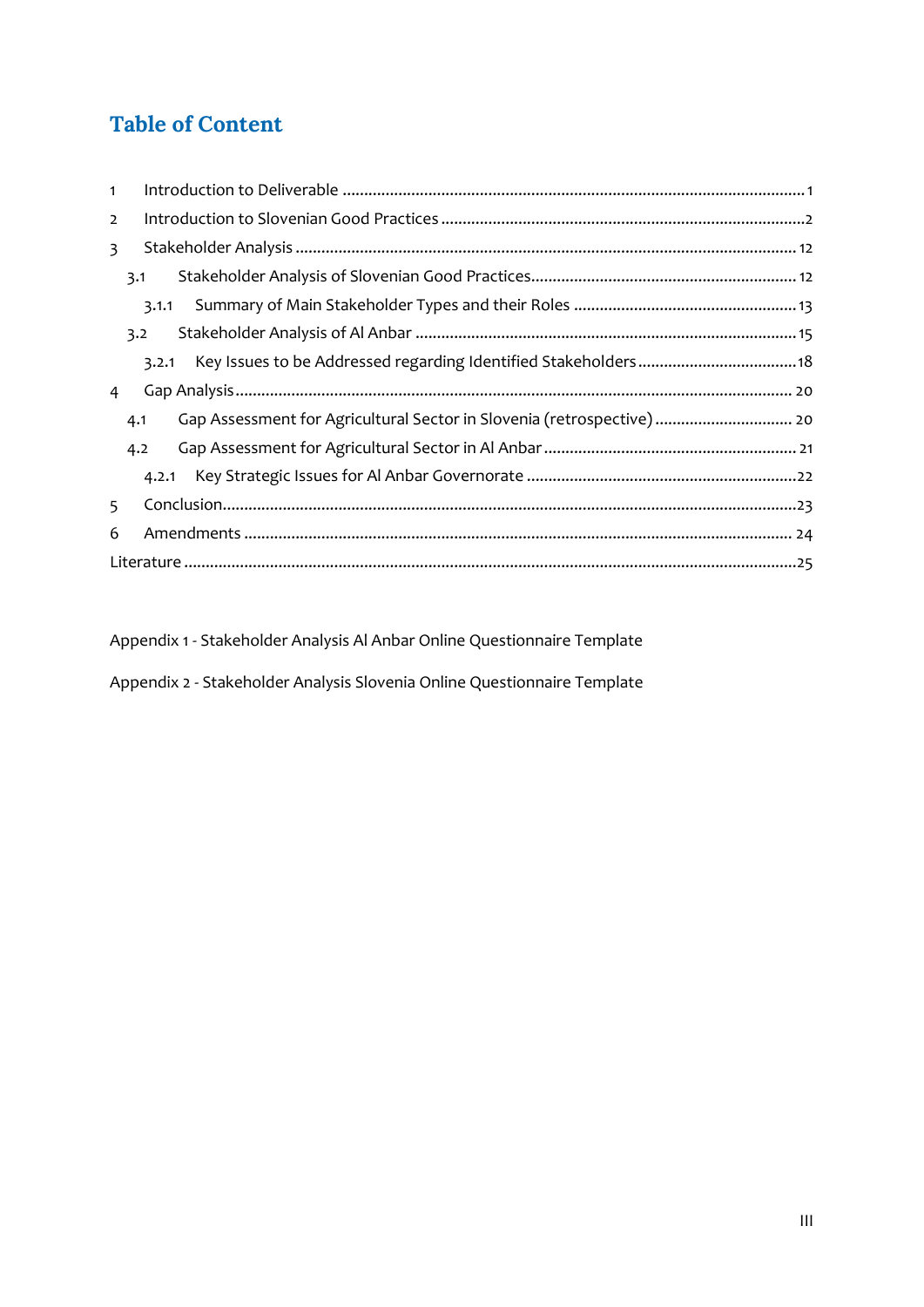# Table of Content

1 Introduction to Deliverable ........................................................................................................1
2 Introduction to Slovenian Good Practices .................................................................................2
3 Stakeholder Analysis .................................................................................................................12
   3.1 Stakeholder Analysis of Slovenian Good Practices.............................................................12
      3.1.1 Summary of Main Stakeholder Types and their Roles ...................................................13
   3.2 Stakeholder Analysis of Al Anbar ........................................................................................15
      3.2.1 Key Issues to be Addressed regarding Identified Stakeholders.....................................18
4 Gap Analysis..............................................................................................................................20
   4.1 Gap Assessment for Agricultural Sector in Slovenia (retrospective) ................................20
   4.2 Gap Assessment for Agricultural Sector in Al Anbar ..........................................................21
      4.2.1 Key Strategic Issues for Al Anbar Governorate ..............................................................22
5 Conclusion..................................................................................................................................23
6 Amendments .............................................................................................................................24
Literature .......................................................................................................................................25

Appendix 1 - Stakeholder Analysis Al Anbar Online Questionnaire Template

Appendix 2 - Stakeholder Analysis Slovenia Online Questionnaire Template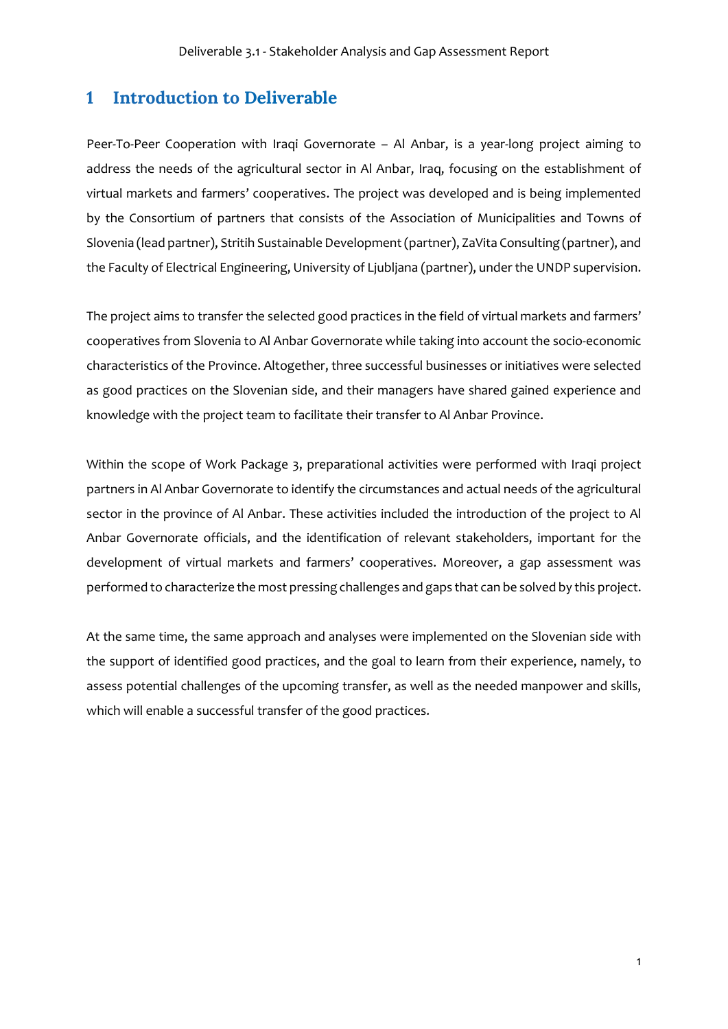# 1 Introduction to Deliverable

Peer-To-Peer Cooperation with Iraqi Governorate – Al Anbar, is a year-long project aiming to address the needs of the agricultural sector in Al Anbar, Iraq, focusing on the establishment of virtual markets and farmers' cooperatives. The project was developed and is being implemented by the Consortium of partners that consists of the Association of Municipalities and Towns of Slovenia (lead partner), Stritih Sustainable Development (partner), ZaVita Consulting (partner), and the Faculty of Electrical Engineering, University of Ljubljana (partner), under the UNDP supervision.

The project aims to transfer the selected good practices in the field of virtual markets and farmers' cooperatives from Slovenia to Al Anbar Governorate while taking into account the socio-economic characteristics of the Province. Altogether, three successful businesses or initiatives were selected as good practices on the Slovenian side, and their managers have shared gained experience and knowledge with the project team to facilitate their transfer to Al Anbar Province.

Within the scope of Work Package 3, preparational activities were performed with Iraqi project partners in Al Anbar Governorate to identify the circumstances and actual needs of the agricultural sector in the province of Al Anbar. These activities included the introduction of the project to Al Anbar Governorate officials, and the identification of relevant stakeholders, important for the development of virtual markets and farmers' cooperatives. Moreover, a gap assessment was performed to characterize the most pressing challenges and gaps that can be solved by this project.

At the same time, the same approach and analyses were implemented on the Slovenian side with the support of identified good practices, and the goal to learn from their experience, namely, to assess potential challenges of the upcoming transfer, as well as the needed manpower and skills, which will enable a successful transfer of the good practices.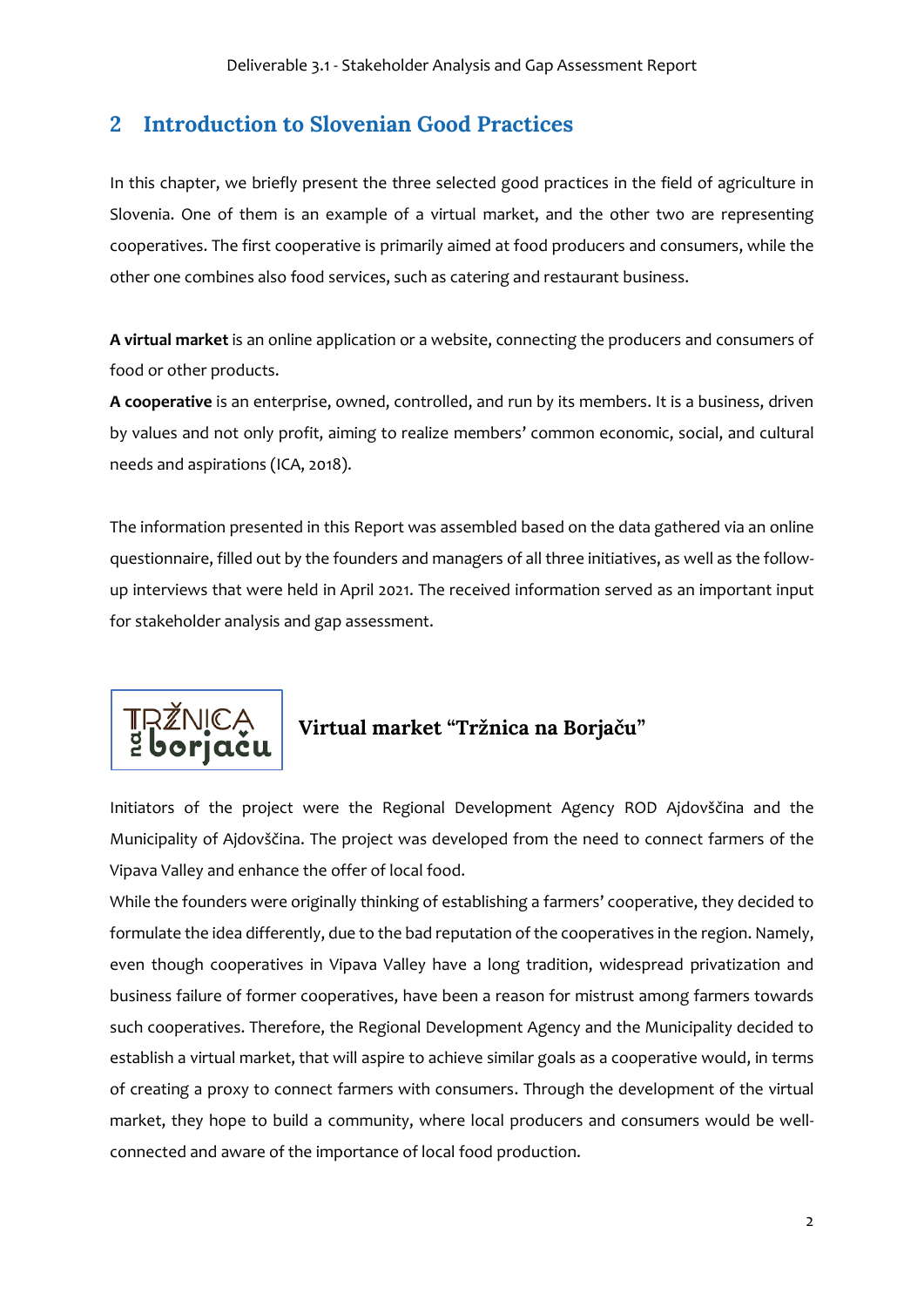# 2 Introduction to Slovenian Good Practices

In this chapter, we briefly present the three selected good practices in the field of agriculture in Slovenia. One of them is an example of a virtual market, and the other two are representing cooperatives. The first cooperative is primarily aimed at food producers and consumers, while the other one combines also food services, such as catering and restaurant business.

**A virtual market** is an online application or a website, connecting the producers and consumers of food or other products.

**A cooperative** is an enterprise, owned, controlled, and run by its members. It is a business, driven by values and not only profit, aiming to realize members' common economic, social, and cultural needs and aspirations (ICA, 2018).

The information presented in this Report was assembled based on the data gathered via an online questionnaire, filled out by the founders and managers of all three initiatives, as well as the follow-up interviews that were held in April 2021. The received information served as an important input for stakeholder analysis and gap assessment.

### Virtual market "Tržnica na Borjaču"

Initiators of the project were the Regional Development Agency ROD Ajdovščina and the Municipality of Ajdovščina. The project was developed from the need to connect farmers of the Vipava Valley and enhance the offer of local food.

While the founders were originally thinking of establishing a farmers' cooperative, they decided to formulate the idea differently, due to the bad reputation of the cooperatives in the region. Namely, even though cooperatives in Vipava Valley have a long tradition, widespread privatization and business failure of former cooperatives, have been a reason for mistrust among farmers towards such cooperatives. Therefore, the Regional Development Agency and the Municipality decided to establish a virtual market, that will aspire to achieve similar goals as a cooperative would, in terms of creating a proxy to connect farmers with consumers. Through the development of the virtual market, they hope to build a community, where local producers and consumers would be well-connected and aware of the importance of local food production.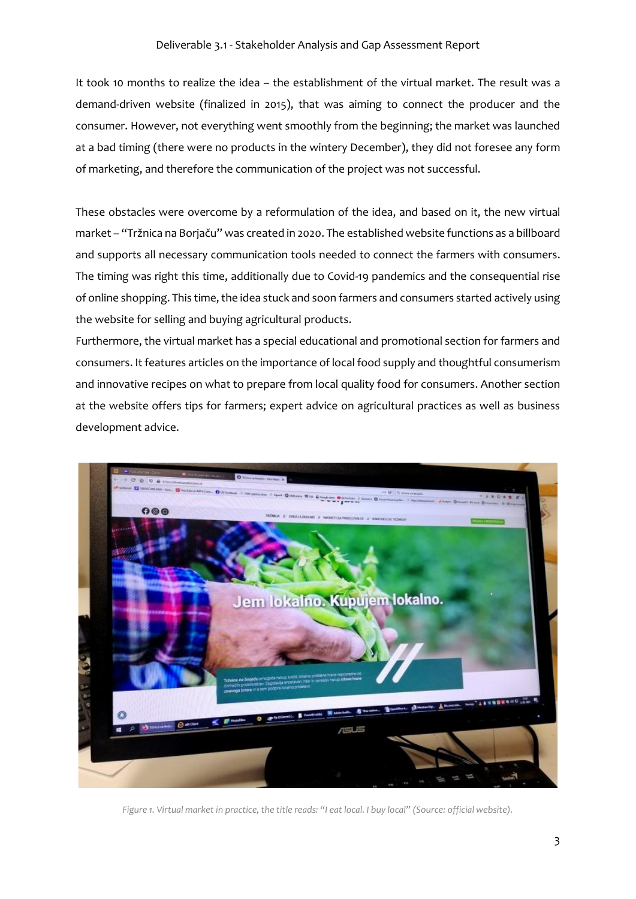It took 10 months to realize the idea – the establishment of the virtual market. The result was a demand-driven website (finalized in 2015), that was aiming to connect the producer and the consumer. However, not everything went smoothly from the beginning; the market was launched at a bad timing (there were no products in the wintery December), they did not foresee any form of marketing, and therefore the communication of the project was not successful.

These obstacles were overcome by a reformulation of the idea, and based on it, the new virtual market – "Tržnica na Borjaču" was created in 2020. The established website functions as a billboard and supports all necessary communication tools needed to connect the farmers with consumers. The timing was right this time, additionally due to Covid-19 pandemics and the consequential rise of online shopping. This time, the idea stuck and soon farmers and consumers started actively using the website for selling and buying agricultural products.

Furthermore, the virtual market has a special educational and promotional section for farmers and consumers. It features articles on the importance of local food supply and thoughtful consumerism and innovative recipes on what to prepare from local quality food for consumers. Another section at the website offers tips for farmers; expert advice on agricultural practices as well as business development advice.

*Figure 1. Virtual market in practice, the title reads: "I eat local. I buy local" (Source: official website).*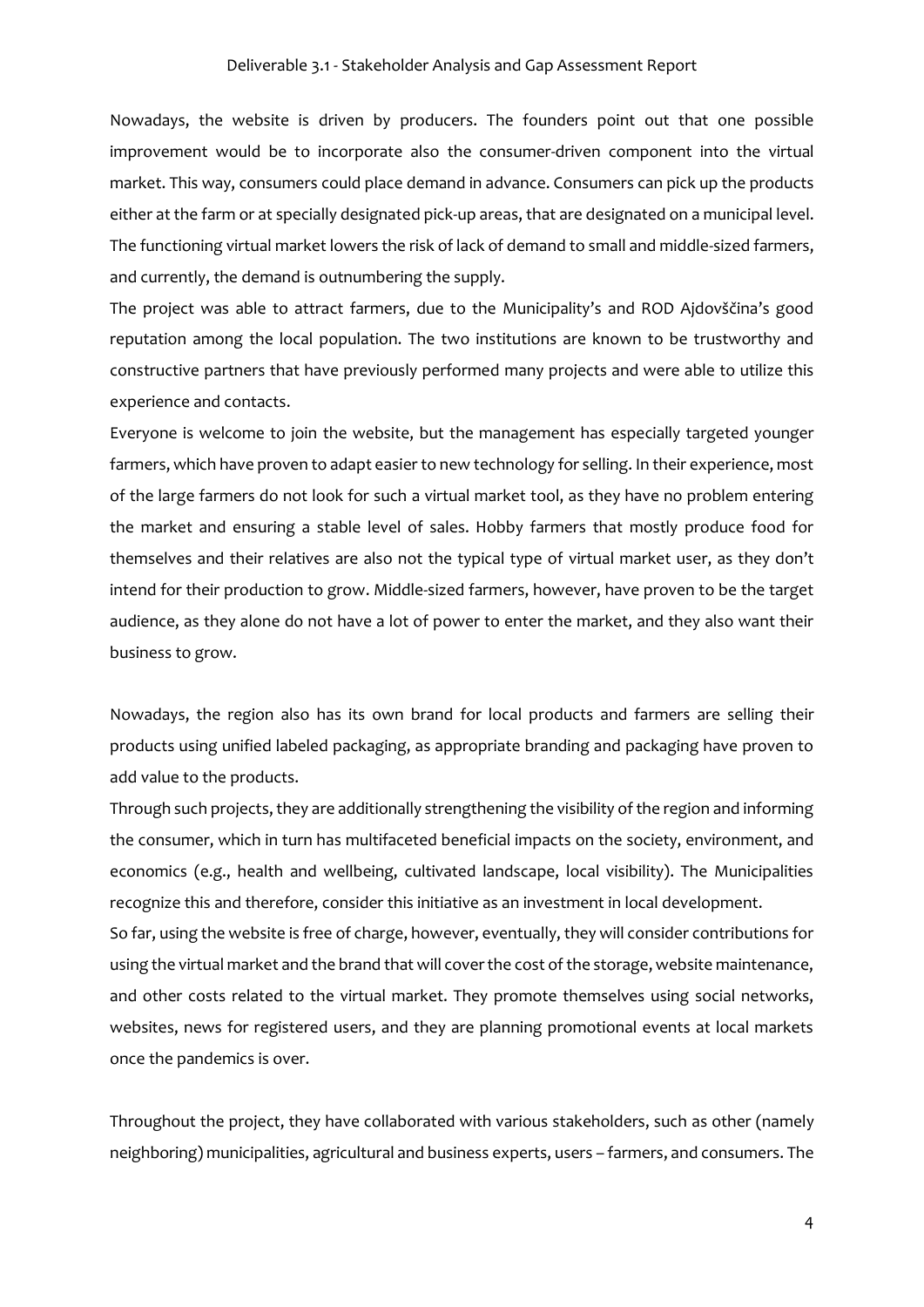Nowadays, the website is driven by producers. The founders point out that one possible improvement would be to incorporate also the consumer-driven component into the virtual market. This way, consumers could place demand in advance. Consumers can pick up the products either at the farm or at specially designated pick-up areas, that are designated on a municipal level. The functioning virtual market lowers the risk of lack of demand to small and middle-sized farmers, and currently, the demand is outnumbering the supply.

The project was able to attract farmers, due to the Municipality's and ROD Ajdovščina's good reputation among the local population. The two institutions are known to be trustworthy and constructive partners that have previously performed many projects and were able to utilize this experience and contacts.

Everyone is welcome to join the website, but the management has especially targeted younger farmers, which have proven to adapt easier to new technology for selling. In their experience, most of the large farmers do not look for such a virtual market tool, as they have no problem entering the market and ensuring a stable level of sales. Hobby farmers that mostly produce food for themselves and their relatives are also not the typical type of virtual market user, as they don't intend for their production to grow. Middle-sized farmers, however, have proven to be the target audience, as they alone do not have a lot of power to enter the market, and they also want their business to grow.

Nowadays, the region also has its own brand for local products and farmers are selling their products using unified labeled packaging, as appropriate branding and packaging have proven to add value to the products.

Through such projects, they are additionally strengthening the visibility of the region and informing the consumer, which in turn has multifaceted beneficial impacts on the society, environment, and economics (e.g., health and wellbeing, cultivated landscape, local visibility). The Municipalities recognize this and therefore, consider this initiative as an investment in local development.

So far, using the website is free of charge, however, eventually, they will consider contributions for using the virtual market and the brand that will cover the cost of the storage, website maintenance, and other costs related to the virtual market. They promote themselves using social networks, websites, news for registered users, and they are planning promotional events at local markets once the pandemics is over.

Throughout the project, they have collaborated with various stakeholders, such as other (namely neighboring) municipalities, agricultural and business experts, users – farmers, and consumers. The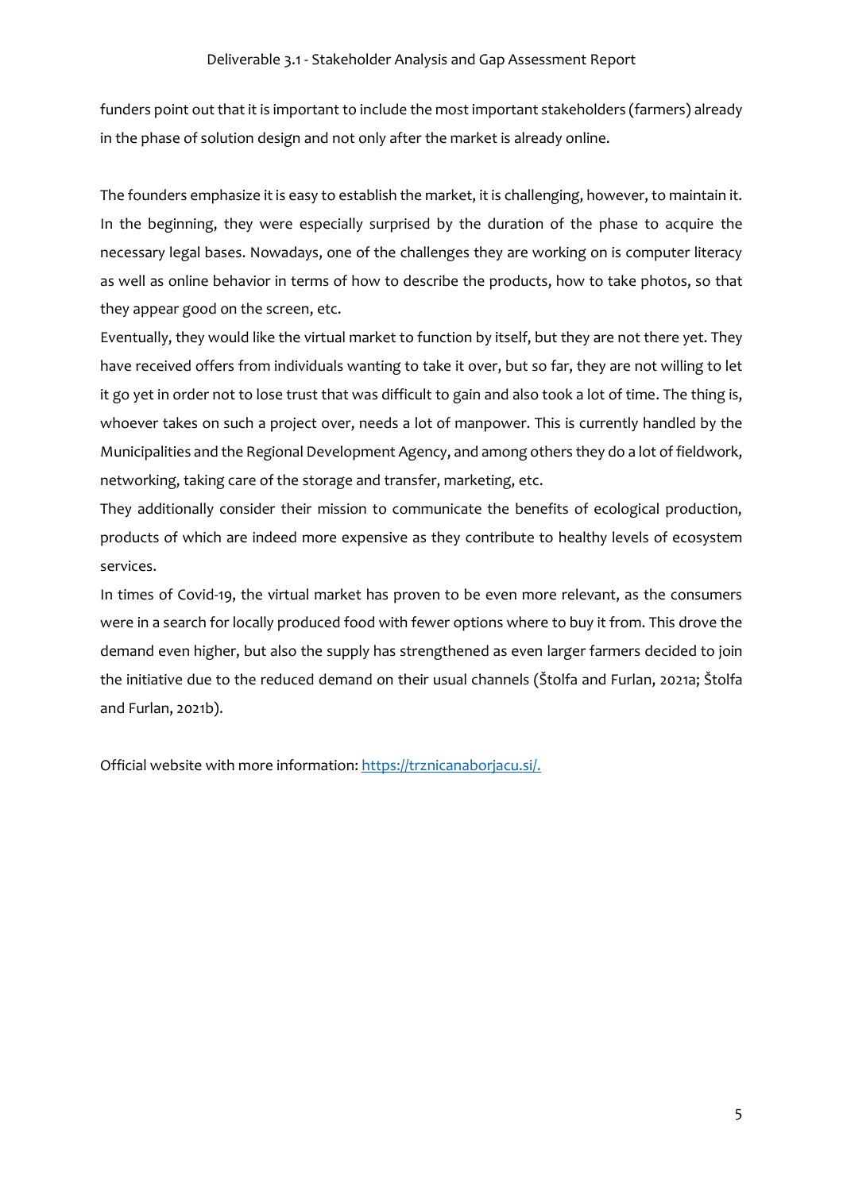funders point out that it is important to include the most important stakeholders (farmers) already in the phase of solution design and not only after the market is already online.

The founders emphasize it is easy to establish the market, it is challenging, however, to maintain it. In the beginning, they were especially surprised by the duration of the phase to acquire the necessary legal bases. Nowadays, one of the challenges they are working on is computer literacy as well as online behavior in terms of how to describe the products, how to take photos, so that they appear good on the screen, etc.

Eventually, they would like the virtual market to function by itself, but they are not there yet. They have received offers from individuals wanting to take it over, but so far, they are not willing to let it go yet in order not to lose trust that was difficult to gain and also took a lot of time. The thing is, whoever takes on such a project over, needs a lot of manpower. This is currently handled by the Municipalities and the Regional Development Agency, and among others they do a lot of fieldwork, networking, taking care of the storage and transfer, marketing, etc.

They additionally consider their mission to communicate the benefits of ecological production, products of which are indeed more expensive as they contribute to healthy levels of ecosystem services.

In times of Covid-19, the virtual market has proven to be even more relevant, as the consumers were in a search for locally produced food with fewer options where to buy it from. This drove the demand even higher, but also the supply has strengthened as even larger farmers decided to join the initiative due to the reduced demand on their usual channels (Štolfa and Furlan, 2021a; Štolfa and Furlan, 2021b).

Official website with more information: https://trznicanaborjacu.si/.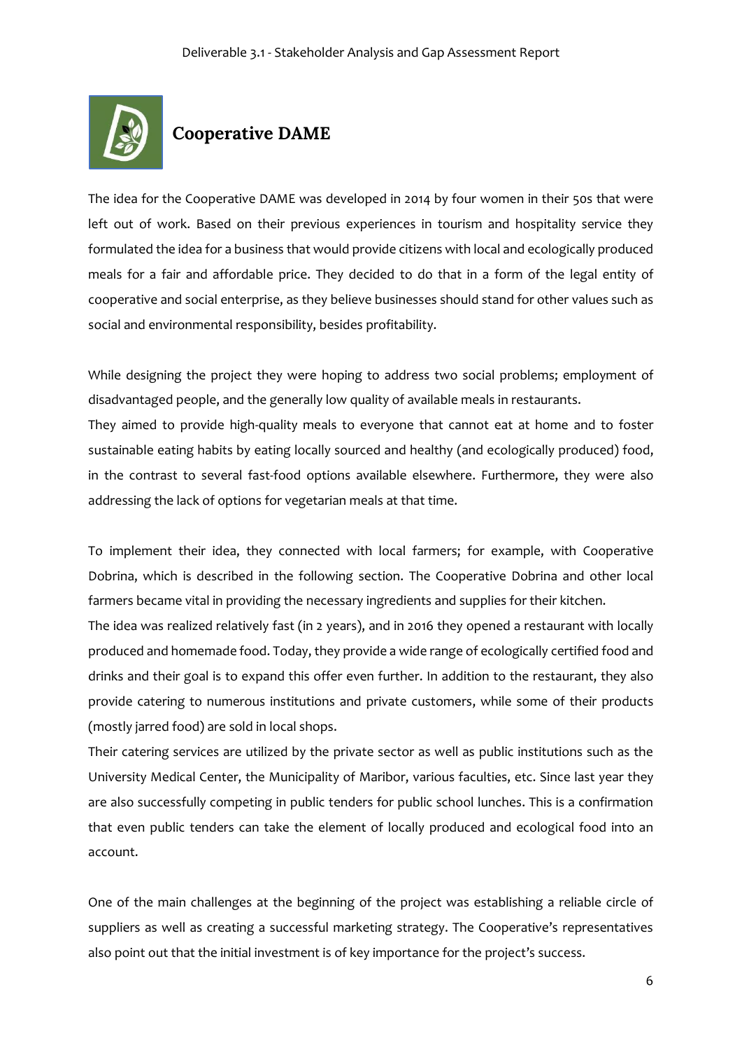## Cooperative DAME

The idea for the Cooperative DAME was developed in 2014 by four women in their 50s that were left out of work. Based on their previous experiences in tourism and hospitality service they formulated the idea for a business that would provide citizens with local and ecologically produced meals for a fair and affordable price. They decided to do that in a form of the legal entity of cooperative and social enterprise, as they believe businesses should stand for other values such as social and environmental responsibility, besides profitability.

While designing the project they were hoping to address two social problems; employment of disadvantaged people, and the generally low quality of available meals in restaurants.

They aimed to provide high-quality meals to everyone that cannot eat at home and to foster sustainable eating habits by eating locally sourced and healthy (and ecologically produced) food, in the contrast to several fast-food options available elsewhere. Furthermore, they were also addressing the lack of options for vegetarian meals at that time.

To implement their idea, they connected with local farmers; for example, with Cooperative Dobrina, which is described in the following section. The Cooperative Dobrina and other local farmers became vital in providing the necessary ingredients and supplies for their kitchen.

The idea was realized relatively fast (in 2 years), and in 2016 they opened a restaurant with locally produced and homemade food. Today, they provide a wide range of ecologically certified food and drinks and their goal is to expand this offer even further. In addition to the restaurant, they also provide catering to numerous institutions and private customers, while some of their products (mostly jarred food) are sold in local shops.

Their catering services are utilized by the private sector as well as public institutions such as the University Medical Center, the Municipality of Maribor, various faculties, etc. Since last year they are also successfully competing in public tenders for public school lunches. This is a confirmation that even public tenders can take the element of locally produced and ecological food into an account.

One of the main challenges at the beginning of the project was establishing a reliable circle of suppliers as well as creating a successful marketing strategy. The Cooperative's representatives also point out that the initial investment is of key importance for the project's success.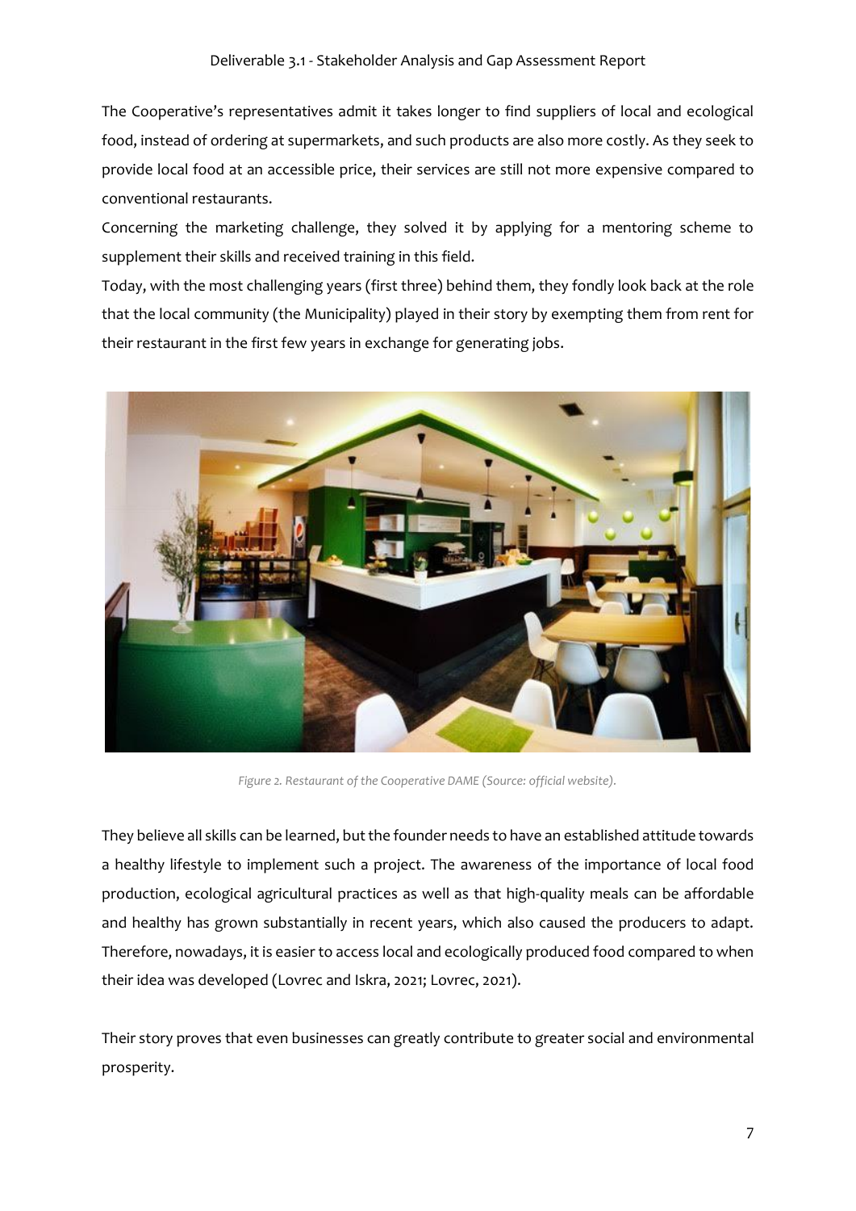The Cooperative's representatives admit it takes longer to find suppliers of local and ecological food, instead of ordering at supermarkets, and such products are also more costly. As they seek to provide local food at an accessible price, their services are still not more expensive compared to conventional restaurants.

Concerning the marketing challenge, they solved it by applying for a mentoring scheme to supplement their skills and received training in this field.

Today, with the most challenging years (first three) behind them, they fondly look back at the role that the local community (the Municipality) played in their story by exempting them from rent for their restaurant in the first few years in exchange for generating jobs.

*Figure 2. Restaurant of the Cooperative DAME (Source: official website).*

They believe all skills can be learned, but the founder needs to have an established attitude towards a healthy lifestyle to implement such a project. The awareness of the importance of local food production, ecological agricultural practices as well as that high-quality meals can be affordable and healthy has grown substantially in recent years, which also caused the producers to adapt. Therefore, nowadays, it is easier to access local and ecologically produced food compared to when their idea was developed (Lovrec and Iskra, 2021; Lovrec, 2021).

Their story proves that even businesses can greatly contribute to greater social and environmental prosperity.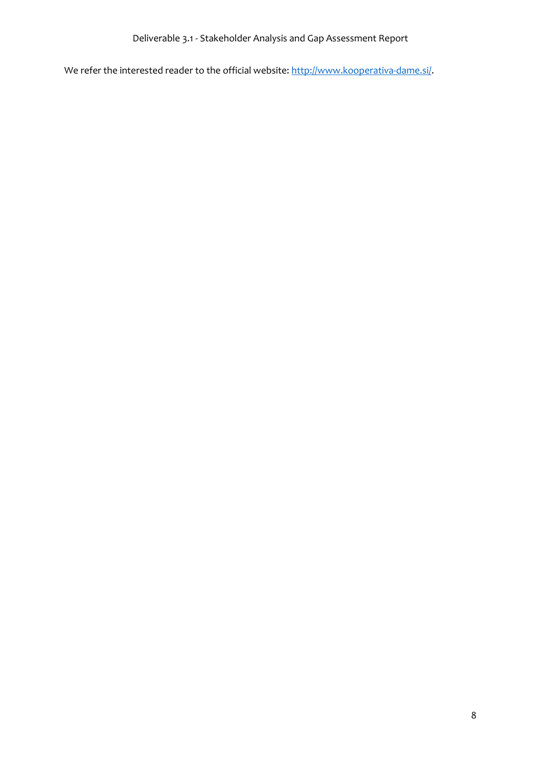We refer the interested reader to the official website: [http://www.kooperativa-dame.si/](http://www.kooperativa-dame.si/).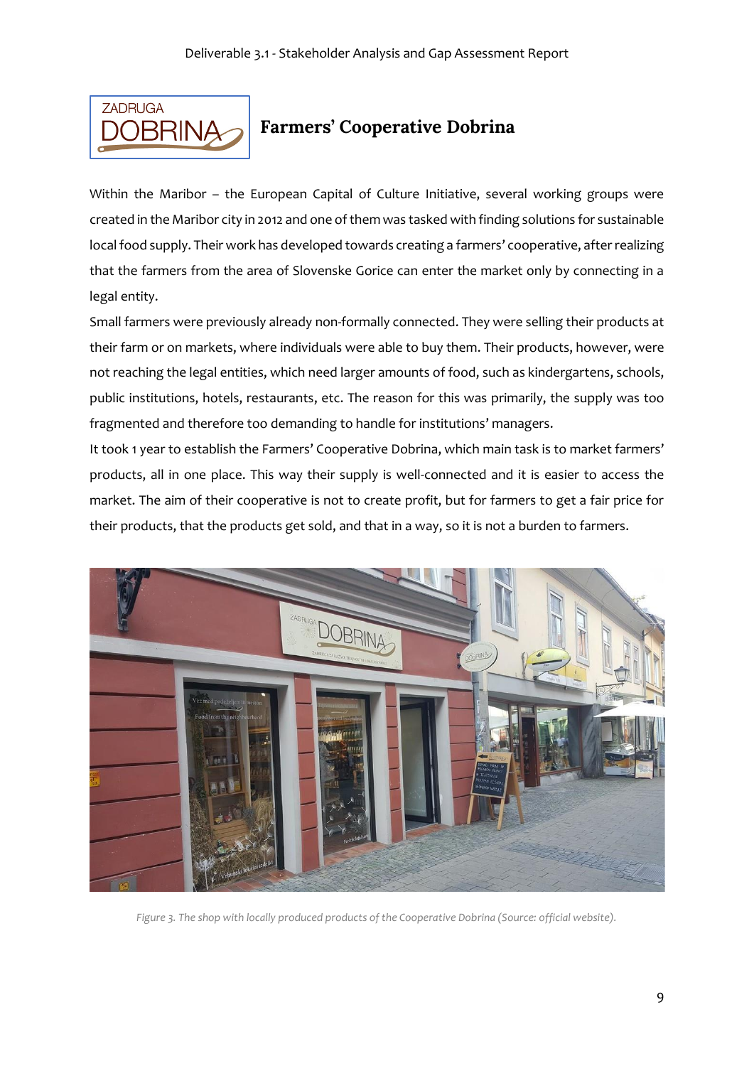## Farmers' Cooperative Dobrina

Within the Maribor – the European Capital of Culture Initiative, several working groups were created in the Maribor city in 2012 and one of them was tasked with finding solutions for sustainable local food supply. Their work has developed towards creating a farmers' cooperative, after realizing that the farmers from the area of Slovenske Gorice can enter the market only by connecting in a legal entity.

Small farmers were previously already non-formally connected. They were selling their products at their farm or on markets, where individuals were able to buy them. Their products, however, were not reaching the legal entities, which need larger amounts of food, such as kindergartens, schools, public institutions, hotels, restaurants, etc. The reason for this was primarily, the supply was too fragmented and therefore too demanding to handle for institutions' managers.

It took 1 year to establish the Farmers' Cooperative Dobrina, which main task is to market farmers' products, all in one place. This way their supply is well-connected and it is easier to access the market. The aim of their cooperative is not to create profit, but for farmers to get a fair price for their products, that the products get sold, and that in a way, so it is not a burden to farmers.

*Figure 3. The shop with locally produced products of the Cooperative Dobrina (Source: official website).*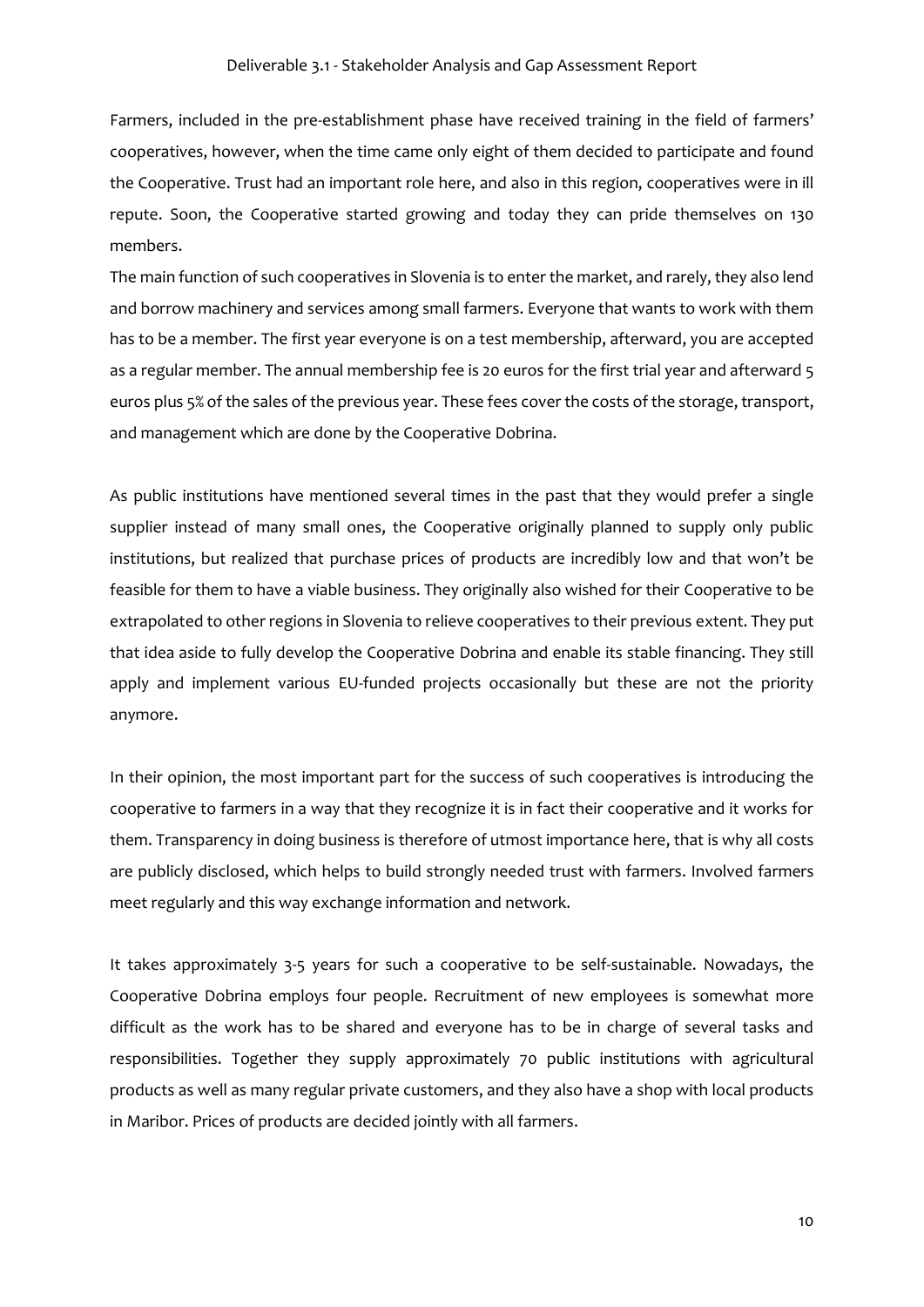Farmers, included in the pre-establishment phase have received training in the field of farmers' cooperatives, however, when the time came only eight of them decided to participate and found the Cooperative. Trust had an important role here, and also in this region, cooperatives were in ill repute. Soon, the Cooperative started growing and today they can pride themselves on 130 members.

The main function of such cooperatives in Slovenia is to enter the market, and rarely, they also lend and borrow machinery and services among small farmers. Everyone that wants to work with them has to be a member. The first year everyone is on a test membership, afterward, you are accepted as a regular member. The annual membership fee is 20 euros for the first trial year and afterward 5 euros plus 5% of the sales of the previous year. These fees cover the costs of the storage, transport, and management which are done by the Cooperative Dobrina.

As public institutions have mentioned several times in the past that they would prefer a single supplier instead of many small ones, the Cooperative originally planned to supply only public institutions, but realized that purchase prices of products are incredibly low and that won't be feasible for them to have a viable business. They originally also wished for their Cooperative to be extrapolated to other regions in Slovenia to relieve cooperatives to their previous extent. They put that idea aside to fully develop the Cooperative Dobrina and enable its stable financing. They still apply and implement various EU-funded projects occasionally but these are not the priority anymore.

In their opinion, the most important part for the success of such cooperatives is introducing the cooperative to farmers in a way that they recognize it is in fact their cooperative and it works for them. Transparency in doing business is therefore of utmost importance here, that is why all costs are publicly disclosed, which helps to build strongly needed trust with farmers. Involved farmers meet regularly and this way exchange information and network.

It takes approximately 3-5 years for such a cooperative to be self-sustainable. Nowadays, the Cooperative Dobrina employs four people. Recruitment of new employees is somewhat more difficult as the work has to be shared and everyone has to be in charge of several tasks and responsibilities. Together they supply approximately 70 public institutions with agricultural products as well as many regular private customers, and they also have a shop with local products in Maribor. Prices of products are decided jointly with all farmers.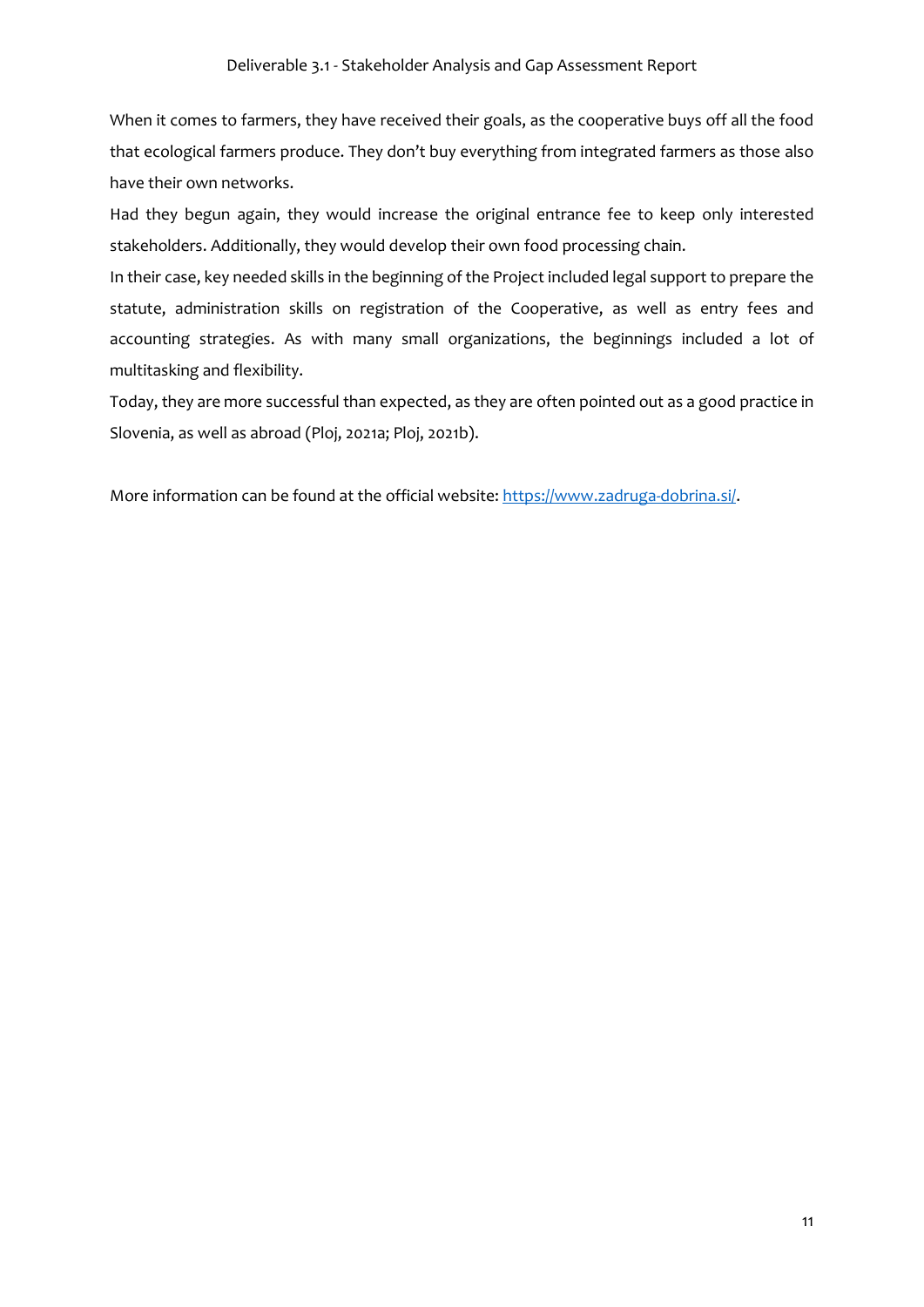When it comes to farmers, they have received their goals, as the cooperative buys off all the food that ecological farmers produce. They don't buy everything from integrated farmers as those also have their own networks.

Had they begun again, they would increase the original entrance fee to keep only interested stakeholders. Additionally, they would develop their own food processing chain.

In their case, key needed skills in the beginning of the Project included legal support to prepare the statute, administration skills on registration of the Cooperative, as well as entry fees and accounting strategies. As with many small organizations, the beginnings included a lot of multitasking and flexibility.

Today, they are more successful than expected, as they are often pointed out as a good practice in Slovenia, as well as abroad (Ploj, 2021a; Ploj, 2021b).

More information can be found at the official website: [https://www.zadruga-dobrina.si/](https://www.zadruga-dobrina.si/).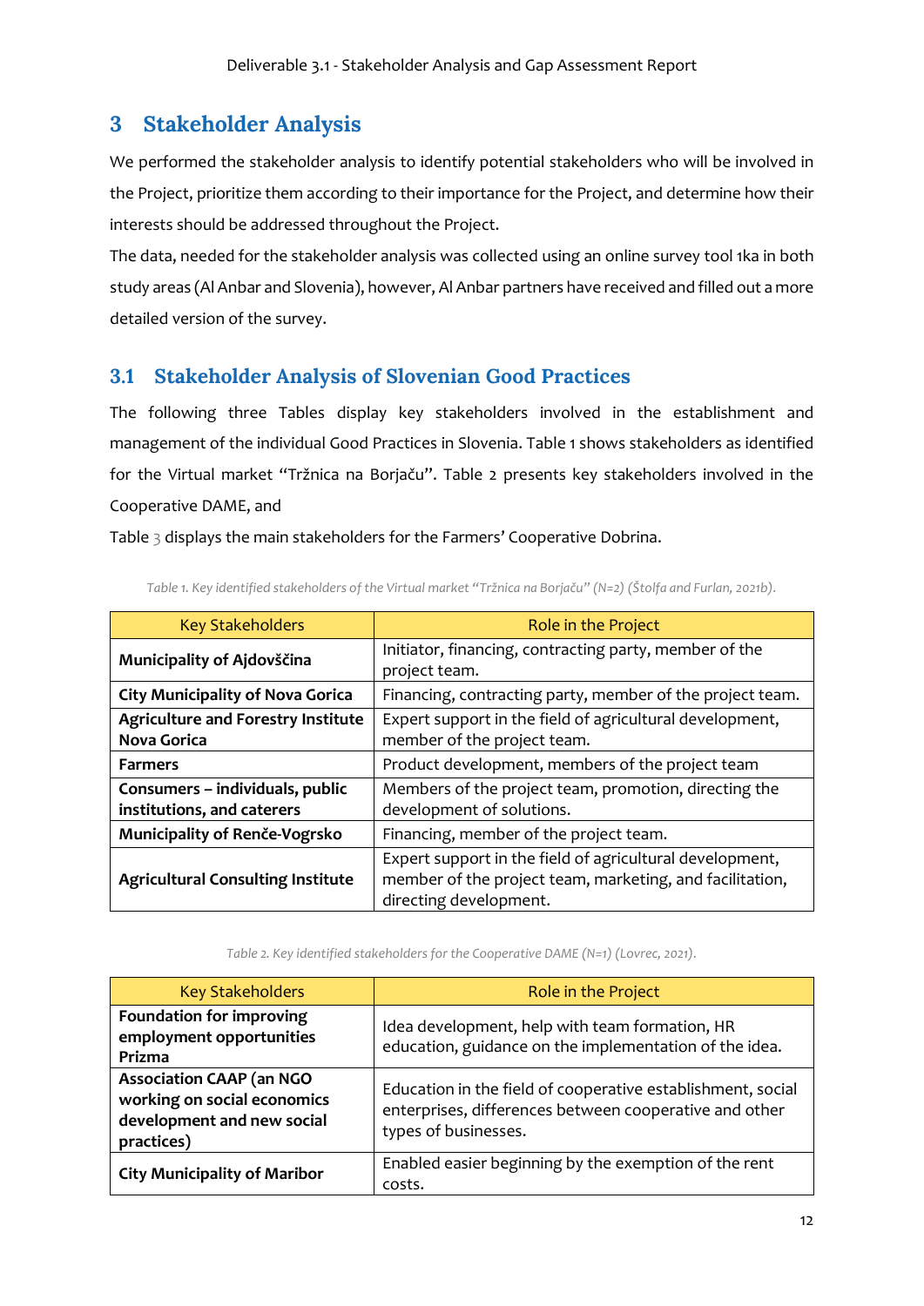# 3 Stakeholder Analysis

We performed the stakeholder analysis to identify potential stakeholders who will be involved in the Project, prioritize them according to their importance for the Project, and determine how their interests should be addressed throughout the Project.

The data, needed for the stakeholder analysis was collected using an online survey tool 1ka in both study areas (Al Anbar and Slovenia), however, Al Anbar partners have received and filled out a more detailed version of the survey.

## 3.1 Stakeholder Analysis of Slovenian Good Practices

The following three Tables display key stakeholders involved in the establishment and management of the individual Good Practices in Slovenia. Table 1 shows stakeholders as identified for the Virtual market "Tržnica na Borjaču". Table 2 presents key stakeholders involved in the Cooperative DAME, and

Table 3 displays the main stakeholders for the Farmers' Cooperative Dobrina.

*Table 1. Key identified stakeholders of the Virtual market "Tržnica na Borjaču" (N=2) (Štolfa and Furlan, 2021b).*

| Key Stakeholders | Role in the Project |
| --- | --- |
| **Municipality of Ajdovščina** | Initiator, financing, contracting party, member of the project team. |
| **City Municipality of Nova Gorica** | Financing, contracting party, member of the project team. |
| **Agriculture and Forestry Institute Nova Gorica** | Expert support in the field of agricultural development, member of the project team. |
| **Farmers** | Product development, members of the project team |
| **Consumers – individuals, public institutions, and caterers** | Members of the project team, promotion, directing the development of solutions. |
| **Municipality of Renče-Vogrsko** | Financing, member of the project team. |
| **Agricultural Consulting Institute** | Expert support in the field of agricultural development, member of the project team, marketing, and facilitation, directing development. |

*Table 2. Key identified stakeholders for the Cooperative DAME (N=1) (Lovrec, 2021).*

| Key Stakeholders | Role in the Project |
| --- | --- |
| **Foundation for improving employment opportunities Prizma** | Idea development, help with team formation, HR education, guidance on the implementation of the idea. |
| **Association CAAP (an NGO working on social economics development and new social practices)** | Education in the field of cooperative establishment, social enterprises, differences between cooperative and other types of businesses. |
| **City Municipality of Maribor** | Enabled easier beginning by the exemption of the rent costs. |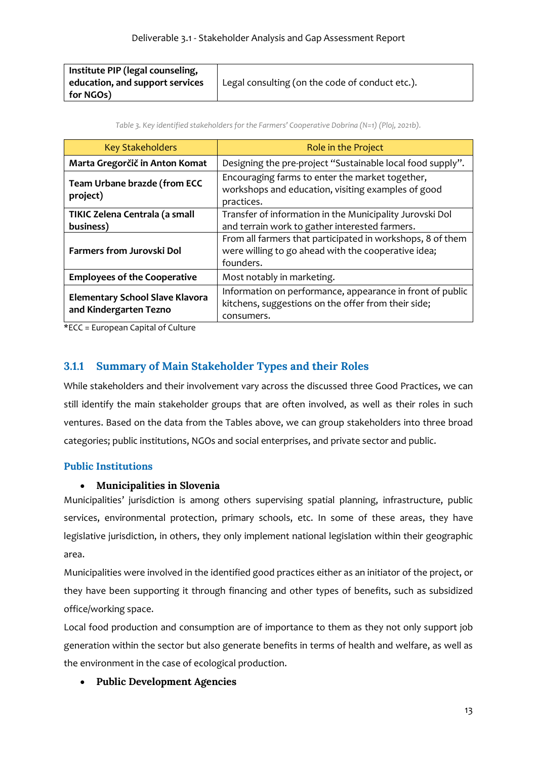| Institute PIP (legal counseling, education, and support services for NGOs) | Legal consulting (on the code of conduct etc.). |
|---|---|

*Table 3. Key identified stakeholders for the Farmers' Cooperative Dobrina (N=1) (Ploj, 2021b).*

| Key Stakeholders | Role in the Project |
|---|---|
| **Marta Gregorčič in Anton Komat** | Designing the pre-project "Sustainable local food supply". |
| **Team Urbane brazde (from ECC project)** | Encouraging farms to enter the market together, workshops and education, visiting examples of good practices. |
| **TIKIC Zelena Centrala (a small business)** | Transfer of information in the Municipality Jurovski Dol and terrain work to gather interested farmers. |
| **Farmers from Jurovski Dol** | From all farmers that participated in workshops, 8 of them were willing to go ahead with the cooperative idea; founders. |
| **Employees of the Cooperative** | Most notably in marketing. |
| **Elementary School Slave Klavora and Kindergarten Tezno** | Information on performance, appearance in front of public kitchens, suggestions on the offer from their side; consumers. |

*ECC = European Capital of Culture

### 3.1.1 Summary of Main Stakeholder Types and their Roles

While stakeholders and their involvement vary across the discussed three Good Practices, we can still identify the main stakeholder groups that are often involved, as well as their roles in such ventures. Based on the data from the Tables above, we can group stakeholders into three broad categories; public institutions, NGOs and social enterprises, and private sector and public.

#### Public Institutions

- **Municipalities in Slovenia**

Municipalities' jurisdiction is among others supervising spatial planning, infrastructure, public services, environmental protection, primary schools, etc. In some of these areas, they have legislative jurisdiction, in others, they only implement national legislation within their geographic area.

Municipalities were involved in the identified good practices either as an initiator of the project, or they have been supporting it through financing and other types of benefits, such as subsidized office/working space.

Local food production and consumption are of importance to them as they not only support job generation within the sector but also generate benefits in terms of health and welfare, as well as the environment in the case of ecological production.

- **Public Development Agencies**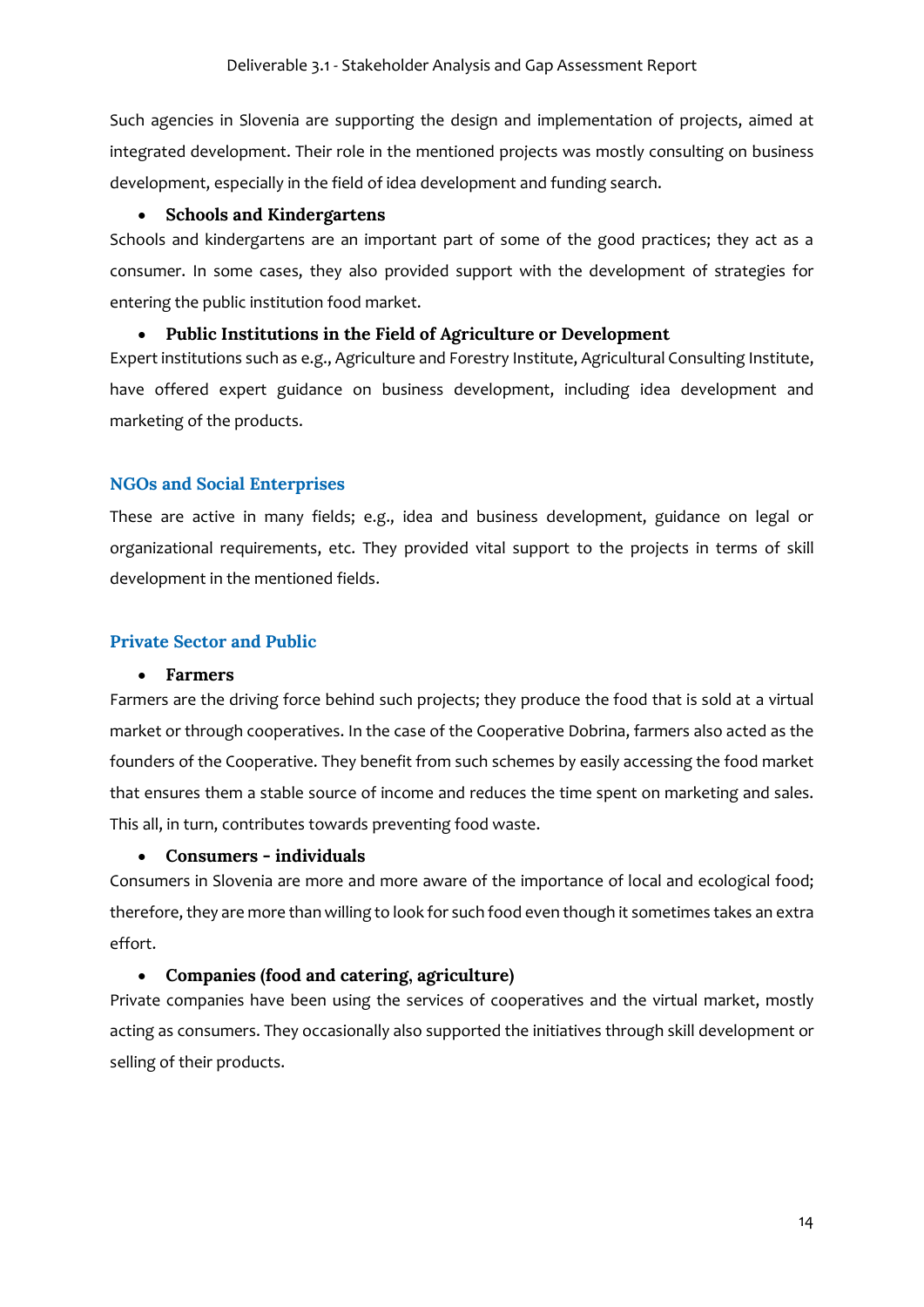Such agencies in Slovenia are supporting the design and implementation of projects, aimed at integrated development. Their role in the mentioned projects was mostly consulting on business development, especially in the field of idea development and funding search.

- **Schools and Kindergartens**

Schools and kindergartens are an important part of some of the good practices; they act as a consumer. In some cases, they also provided support with the development of strategies for entering the public institution food market.

- **Public Institutions in the Field of Agriculture or Development**

Expert institutions such as e.g., Agriculture and Forestry Institute, Agricultural Consulting Institute, have offered expert guidance on business development, including idea development and marketing of the products.

### NGOs and Social Enterprises

These are active in many fields; e.g., idea and business development, guidance on legal or organizational requirements, etc. They provided vital support to the projects in terms of skill development in the mentioned fields.

### Private Sector and Public

- **Farmers**

Farmers are the driving force behind such projects; they produce the food that is sold at a virtual market or through cooperatives. In the case of the Cooperative Dobrina, farmers also acted as the founders of the Cooperative. They benefit from such schemes by easily accessing the food market that ensures them a stable source of income and reduces the time spent on marketing and sales. This all, in turn, contributes towards preventing food waste.

- **Consumers - individuals**

Consumers in Slovenia are more and more aware of the importance of local and ecological food; therefore, they are more than willing to look for such food even though it sometimes takes an extra effort.

- **Companies (food and catering, agriculture)**

Private companies have been using the services of cooperatives and the virtual market, mostly acting as consumers. They occasionally also supported the initiatives through skill development or selling of their products.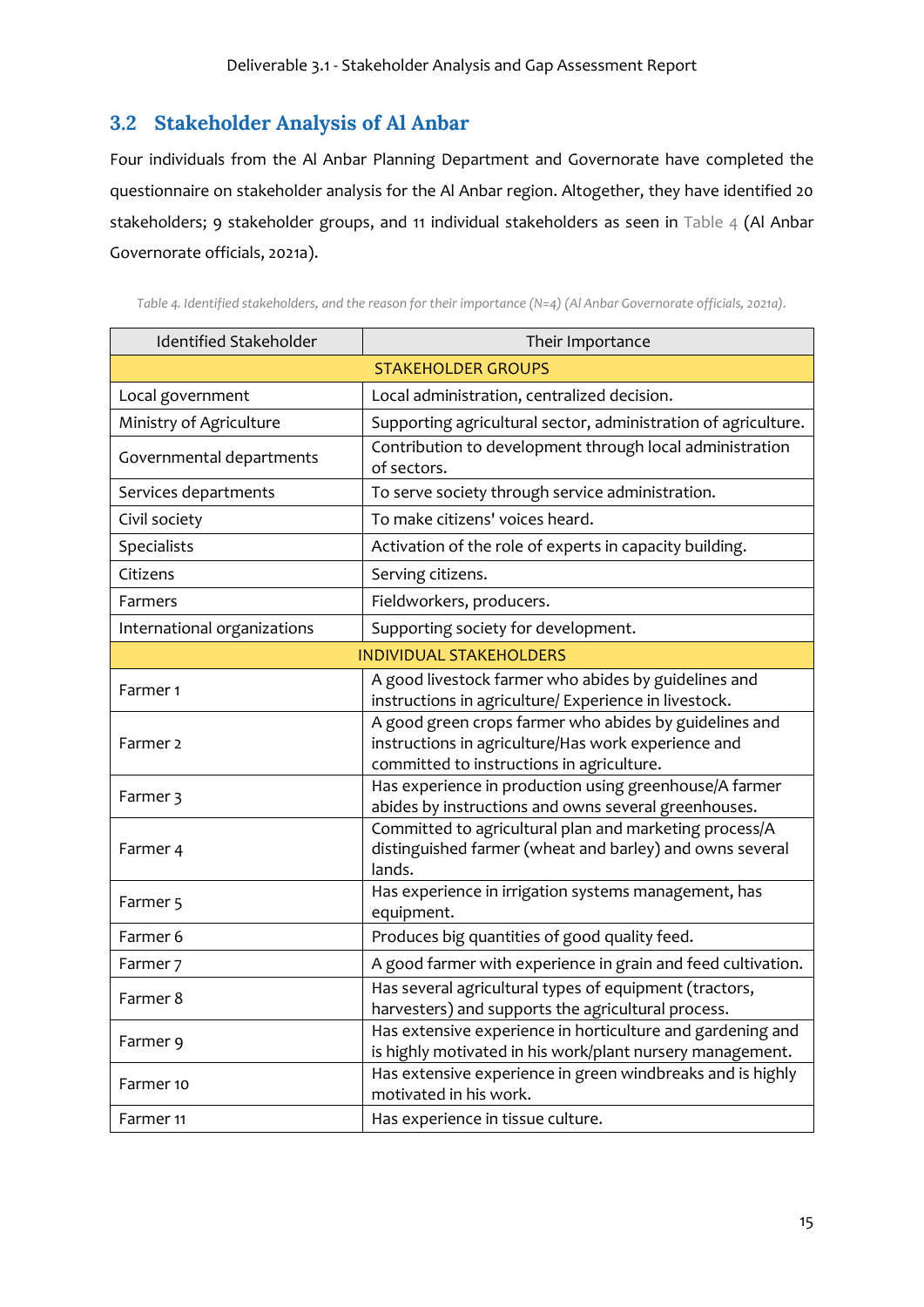## 3.2 Stakeholder Analysis of Al Anbar

Four individuals from the Al Anbar Planning Department and Governorate have completed the questionnaire on stakeholder analysis for the Al Anbar region. Altogether, they have identified 20 stakeholders; 9 stakeholder groups, and 11 individual stakeholders as seen in Table 4 (Al Anbar Governorate officials, 2021a).

*Table 4. Identified stakeholders, and the reason for their importance (N=4) (Al Anbar Governorate officials, 2021a).*

| Identified Stakeholder | Their Importance |
|---|---|
| **STAKEHOLDER GROUPS** | |
| Local government | Local administration, centralized decision. |
| Ministry of Agriculture | Supporting agricultural sector, administration of agriculture. |
| Governmental departments | Contribution to development through local administration of sectors. |
| Services departments | To serve society through service administration. |
| Civil society | To make citizens' voices heard. |
| Specialists | Activation of the role of experts in capacity building. |
| Citizens | Serving citizens. |
| Farmers | Fieldworkers, producers. |
| International organizations | Supporting society for development. |
| **INDIVIDUAL STAKEHOLDERS** | |
| Farmer 1 | A good livestock farmer who abides by guidelines and instructions in agriculture/ Experience in livestock. |
| Farmer 2 | A good green crops farmer who abides by guidelines and instructions in agriculture/Has work experience and committed to instructions in agriculture. |
| Farmer 3 | Has experience in production using greenhouse/A farmer abides by instructions and owns several greenhouses. |
| Farmer 4 | Committed to agricultural plan and marketing process/A distinguished farmer (wheat and barley) and owns several lands. |
| Farmer 5 | Has experience in irrigation systems management, has equipment. |
| Farmer 6 | Produces big quantities of good quality feed. |
| Farmer 7 | A good farmer with experience in grain and feed cultivation. |
| Farmer 8 | Has several agricultural types of equipment (tractors, harvesters) and supports the agricultural process. |
| Farmer 9 | Has extensive experience in horticulture and gardening and is highly motivated in his work/plant nursery management. |
| Farmer 10 | Has extensive experience in green windbreaks and is highly motivated in his work. |
| Farmer 11 | Has experience in tissue culture. |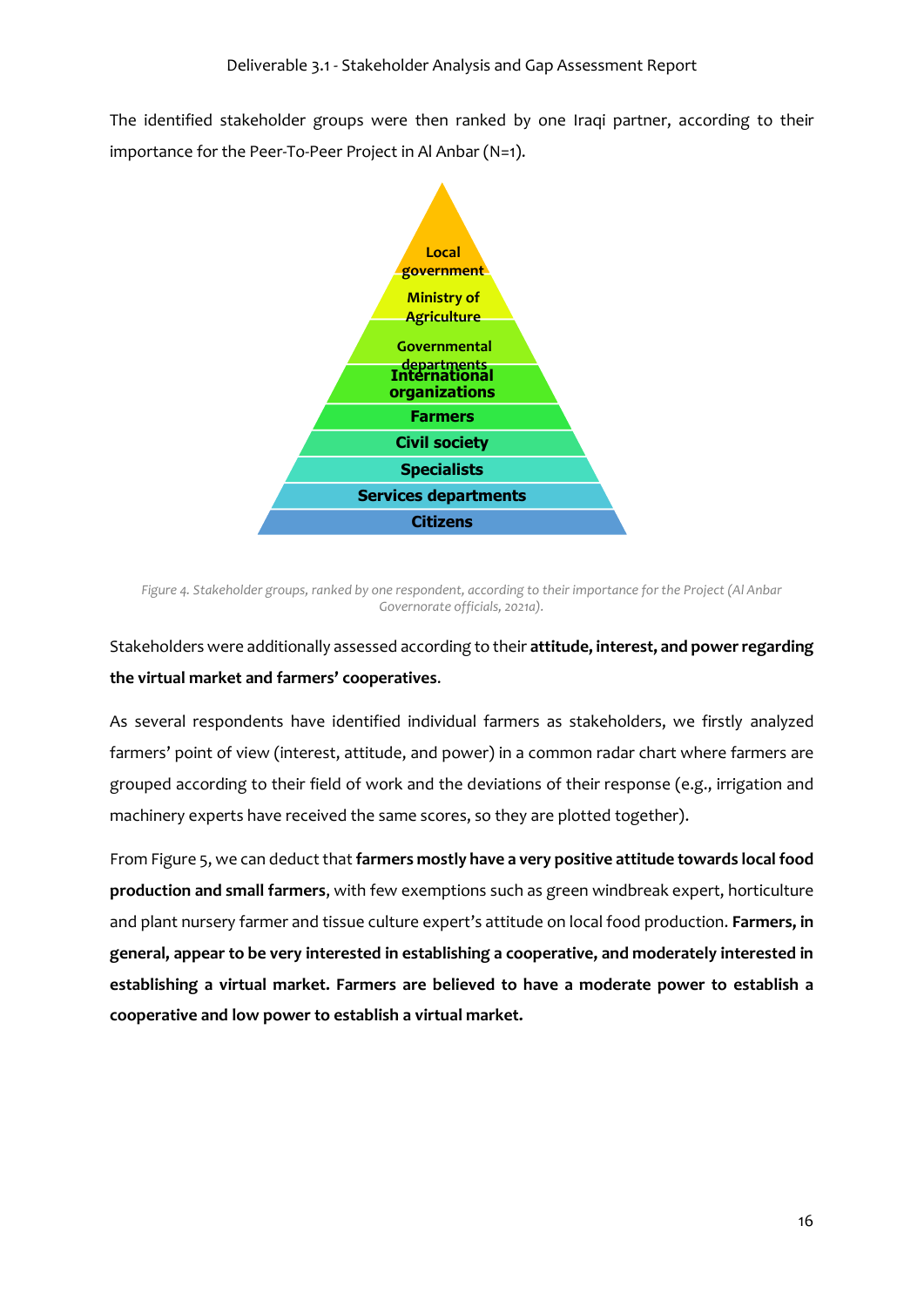The identified stakeholder groups were then ranked by one Iraqi partner, according to their importance for the Peer-To-Peer Project in Al Anbar (N=1).

Local government
Ministry of Agriculture
Governmental departments
International organizations
Farmers
Civil society
Specialists
Services departments
Citizens

*Figure 4. Stakeholder groups, ranked by one respondent, according to their importance for the Project (Al Anbar Governorate officials, 2021a).*

Stakeholders were additionally assessed according to their **attitude, interest, and power regarding the virtual market and farmers' cooperatives**.

As several respondents have identified individual farmers as stakeholders, we firstly analyzed farmers' point of view (interest, attitude, and power) in a common radar chart where farmers are grouped according to their field of work and the deviations of their response (e.g., irrigation and machinery experts have received the same scores, so they are plotted together).

From Figure 5, we can deduct that **farmers mostly have a very positive attitude towards local food production and small farmers**, with few exemptions such as green windbreak expert, horticulture and plant nursery farmer and tissue culture expert's attitude on local food production. **Farmers, in general, appear to be very interested in establishing a cooperative, and moderately interested in establishing a virtual market. Farmers are believed to have a moderate power to establish a cooperative and low power to establish a virtual market.**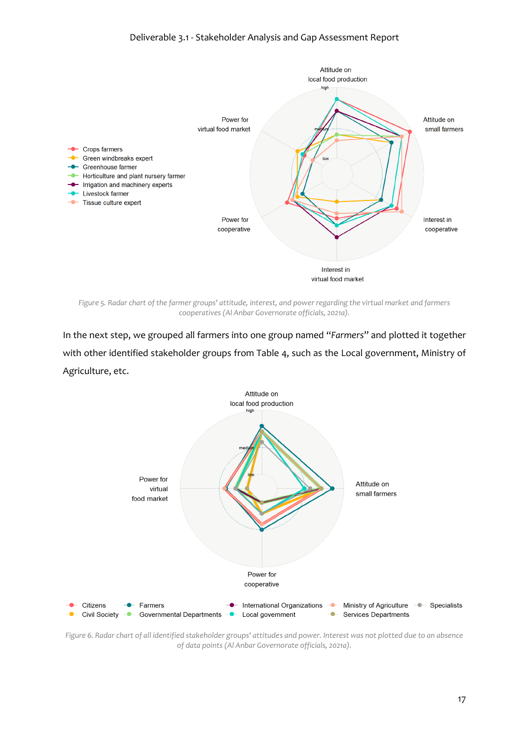Figure 5. Radar chart of the farmer groups' attitude, interest, and power regarding the virtual market and farmers cooperatives (Al Anbar Governorate officials, 2021a).

In the next step, we grouped all farmers into one group named "*Farmers*" and plotted it together with other identified stakeholder groups from Table 4, such as the Local government, Ministry of Agriculture, etc.

Figure 6. Radar chart of all identified stakeholder groups' attitudes and power. Interest was not plotted due to an absence of data points (Al Anbar Governorate officials, 2021a).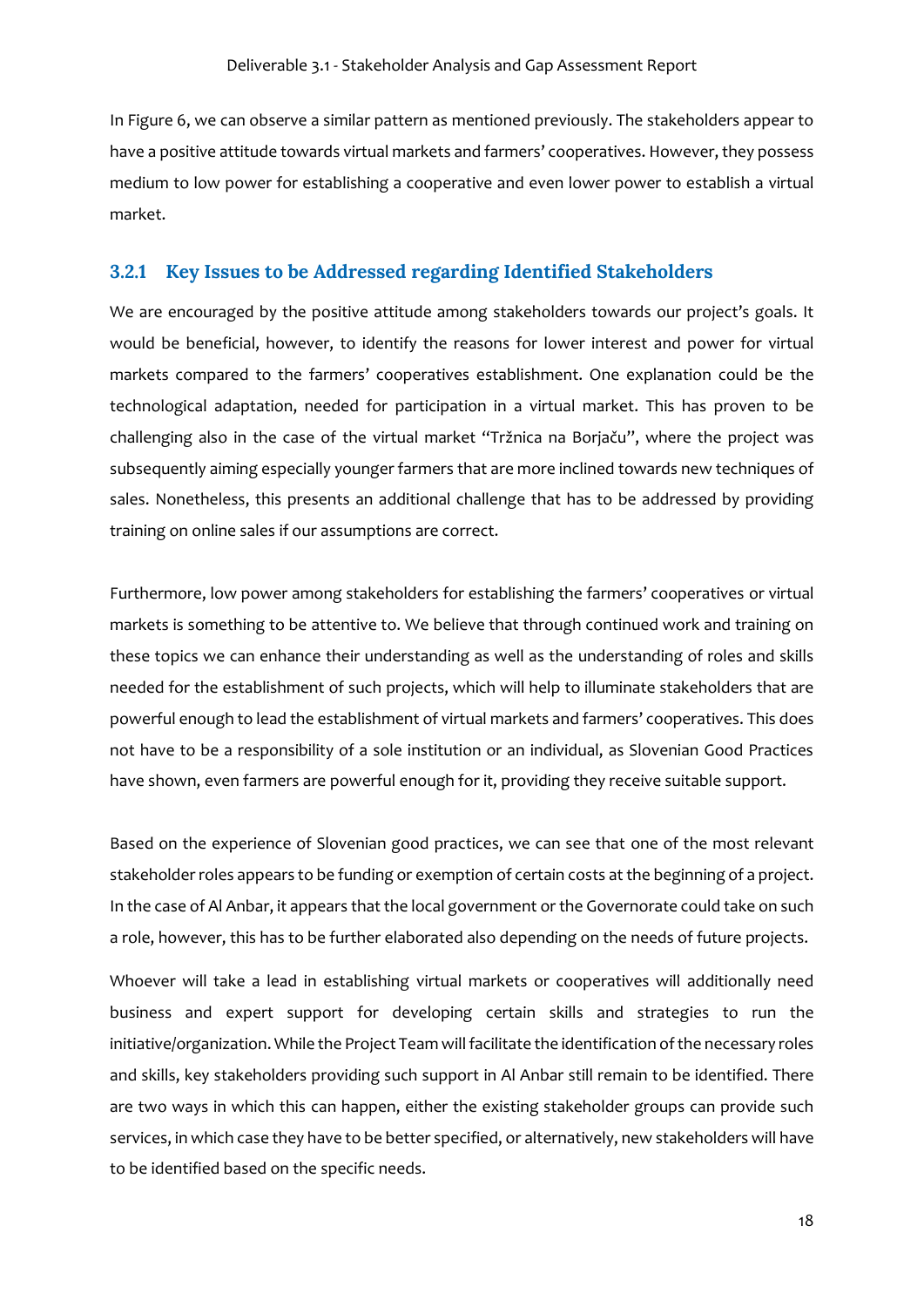In Figure 6, we can observe a similar pattern as mentioned previously. The stakeholders appear to have a positive attitude towards virtual markets and farmers' cooperatives. However, they possess medium to low power for establishing a cooperative and even lower power to establish a virtual market.

### 3.2.1 Key Issues to be Addressed regarding Identified Stakeholders

We are encouraged by the positive attitude among stakeholders towards our project's goals. It would be beneficial, however, to identify the reasons for lower interest and power for virtual markets compared to the farmers' cooperatives establishment. One explanation could be the technological adaptation, needed for participation in a virtual market. This has proven to be challenging also in the case of the virtual market "Tržnica na Borjaču", where the project was subsequently aiming especially younger farmers that are more inclined towards new techniques of sales. Nonetheless, this presents an additional challenge that has to be addressed by providing training on online sales if our assumptions are correct.

Furthermore, low power among stakeholders for establishing the farmers' cooperatives or virtual markets is something to be attentive to. We believe that through continued work and training on these topics we can enhance their understanding as well as the understanding of roles and skills needed for the establishment of such projects, which will help to illuminate stakeholders that are powerful enough to lead the establishment of virtual markets and farmers' cooperatives. This does not have to be a responsibility of a sole institution or an individual, as Slovenian Good Practices have shown, even farmers are powerful enough for it, providing they receive suitable support.

Based on the experience of Slovenian good practices, we can see that one of the most relevant stakeholder roles appears to be funding or exemption of certain costs at the beginning of a project. In the case of Al Anbar, it appears that the local government or the Governorate could take on such a role, however, this has to be further elaborated also depending on the needs of future projects.

Whoever will take a lead in establishing virtual markets or cooperatives will additionally need business and expert support for developing certain skills and strategies to run the initiative/organization. While the Project Team will facilitate the identification of the necessary roles and skills, key stakeholders providing such support in Al Anbar still remain to be identified. There are two ways in which this can happen, either the existing stakeholder groups can provide such services, in which case they have to be better specified, or alternatively, new stakeholders will have to be identified based on the specific needs.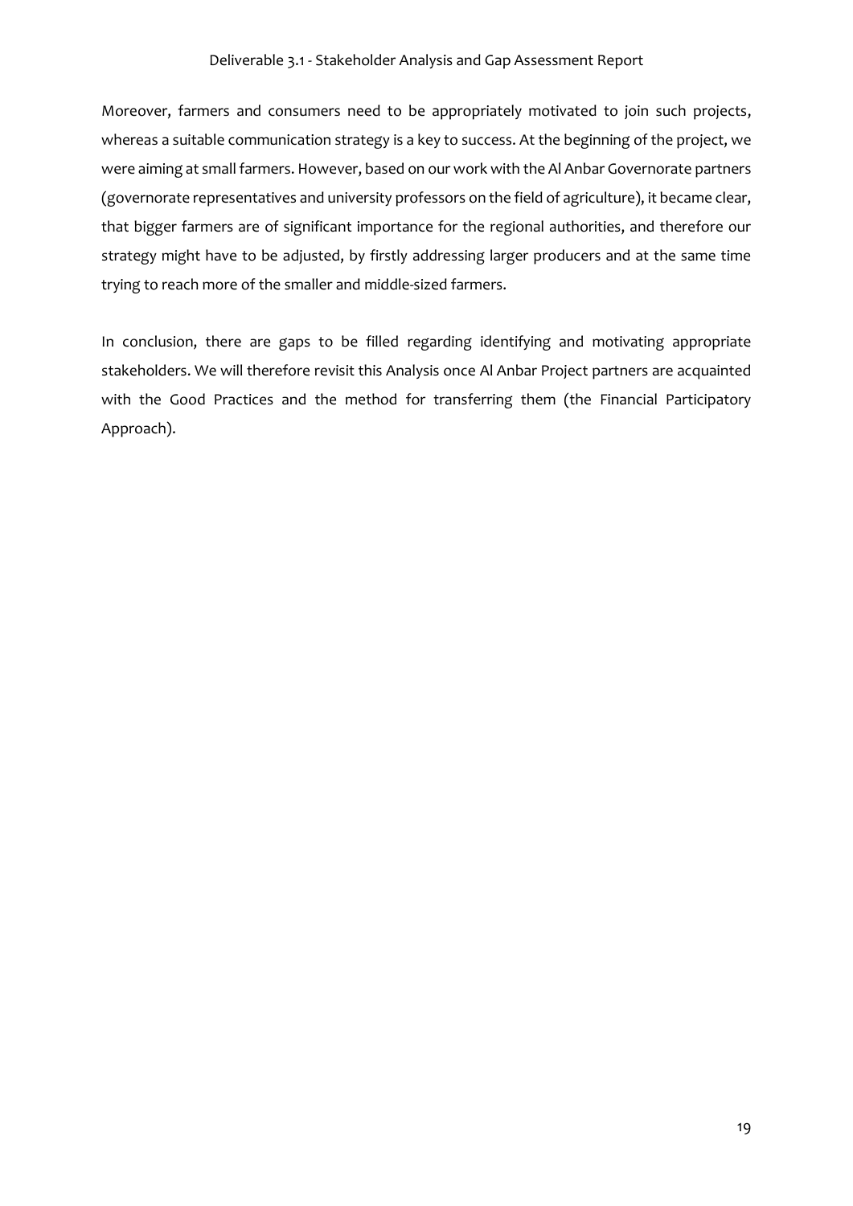Moreover, farmers and consumers need to be appropriately motivated to join such projects, whereas a suitable communication strategy is a key to success. At the beginning of the project, we were aiming at small farmers. However, based on our work with the Al Anbar Governorate partners (governorate representatives and university professors on the field of agriculture), it became clear, that bigger farmers are of significant importance for the regional authorities, and therefore our strategy might have to be adjusted, by firstly addressing larger producers and at the same time trying to reach more of the smaller and middle-sized farmers.

In conclusion, there are gaps to be filled regarding identifying and motivating appropriate stakeholders. We will therefore revisit this Analysis once Al Anbar Project partners are acquainted with the Good Practices and the method for transferring them (the Financial Participatory Approach).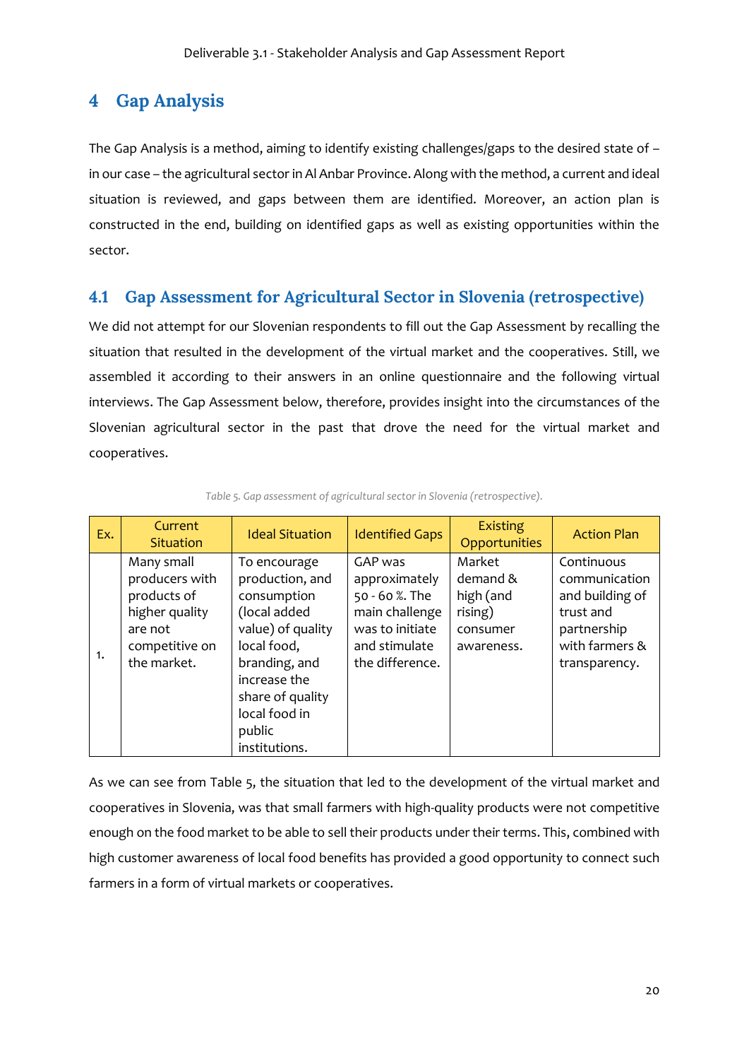# 4 Gap Analysis

The Gap Analysis is a method, aiming to identify existing challenges/gaps to the desired state of – in our case – the agricultural sector in Al Anbar Province. Along with the method, a current and ideal situation is reviewed, and gaps between them are identified. Moreover, an action plan is constructed in the end, building on identified gaps as well as existing opportunities within the sector.

## 4.1 Gap Assessment for Agricultural Sector in Slovenia (retrospective)

We did not attempt for our Slovenian respondents to fill out the Gap Assessment by recalling the situation that resulted in the development of the virtual market and the cooperatives. Still, we assembled it according to their answers in an online questionnaire and the following virtual interviews. The Gap Assessment below, therefore, provides insight into the circumstances of the Slovenian agricultural sector in the past that drove the need for the virtual market and cooperatives.

*Table 5. Gap assessment of agricultural sector in Slovenia (retrospective).*

| Ex. | Current Situation | Ideal Situation | Identified Gaps | Existing Opportunities | Action Plan |
|---|---|---|---|---|---|
| 1. | Many small producers with products of higher quality are not competitive on the market. | To encourage production, and consumption (local added value) of quality local food, branding, and increase the share of quality local food in public institutions. | GAP was approximately 50 - 60 %. The main challenge was to initiate and stimulate the difference. | Market demand & high (and rising) consumer awareness. | Continuous communication and building of trust and partnership with farmers & transparency. |

As we can see from Table 5, the situation that led to the development of the virtual market and cooperatives in Slovenia, was that small farmers with high-quality products were not competitive enough on the food market to be able to sell their products under their terms. This, combined with high customer awareness of local food benefits has provided a good opportunity to connect such farmers in a form of virtual markets or cooperatives.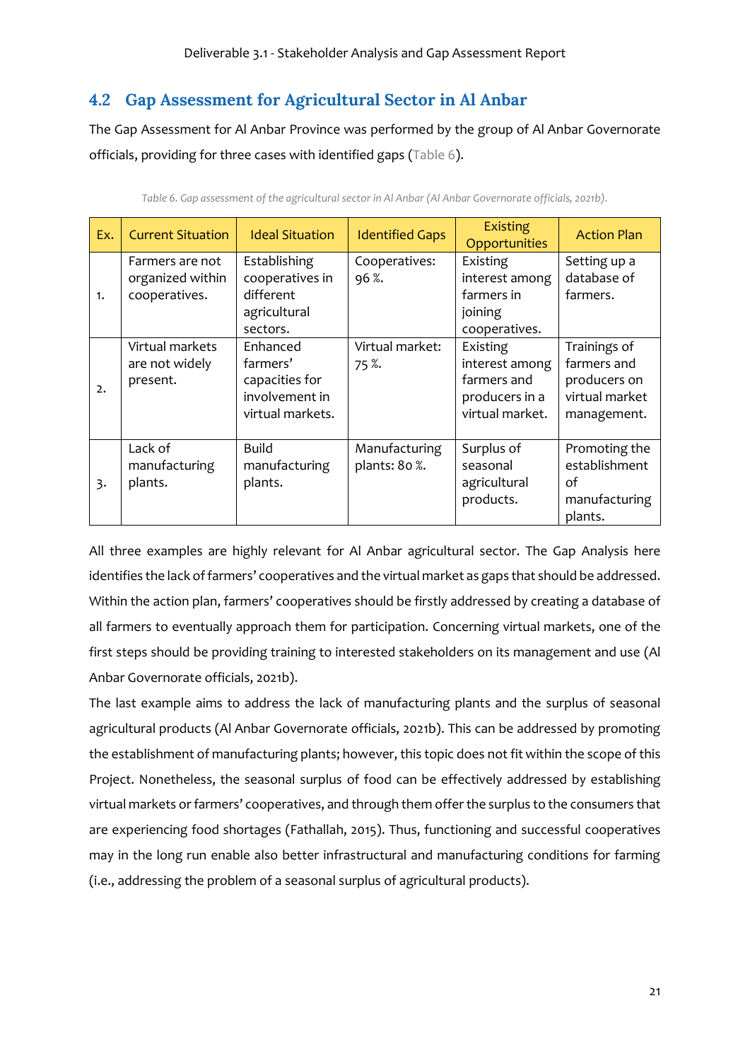## 4.2 Gap Assessment for Agricultural Sector in Al Anbar

The Gap Assessment for Al Anbar Province was performed by the group of Al Anbar Governorate officials, providing for three cases with identified gaps (Table 6).

*Table 6. Gap assessment of the agricultural sector in Al Anbar (Al Anbar Governorate officials, 2021b).*

| Ex. | Current Situation | Ideal Situation | Identified Gaps | Existing Opportunities | Action Plan |
|---|---|---|---|---|---|
| 1. | Farmers are not organized within cooperatives. | Establishing cooperatives in different agricultural sectors. | Cooperatives: 96 %. | Existing interest among farmers in joining cooperatives. | Setting up a database of farmers. |
| 2. | Virtual markets are not widely present. | Enhanced farmers' capacities for involvement in virtual markets. | Virtual market: 75 %. | Existing interest among farmers and producers in a virtual market. | Trainings of farmers and producers on virtual market management. |
| 3. | Lack of manufacturing plants. | Build manufacturing plants. | Manufacturing plants: 80 %. | Surplus of seasonal agricultural products. | Promoting the establishment of manufacturing plants. |

All three examples are highly relevant for Al Anbar agricultural sector. The Gap Analysis here identifies the lack of farmers' cooperatives and the virtual market as gaps that should be addressed. Within the action plan, farmers' cooperatives should be firstly addressed by creating a database of all farmers to eventually approach them for participation. Concerning virtual markets, one of the first steps should be providing training to interested stakeholders on its management and use (Al Anbar Governorate officials, 2021b).

The last example aims to address the lack of manufacturing plants and the surplus of seasonal agricultural products (Al Anbar Governorate officials, 2021b). This can be addressed by promoting the establishment of manufacturing plants; however, this topic does not fit within the scope of this Project. Nonetheless, the seasonal surplus of food can be effectively addressed by establishing virtual markets or farmers' cooperatives, and through them offer the surplus to the consumers that are experiencing food shortages (Fathallah, 2015). Thus, functioning and successful cooperatives may in the long run enable also better infrastructural and manufacturing conditions for farming (i.e., addressing the problem of a seasonal surplus of agricultural products).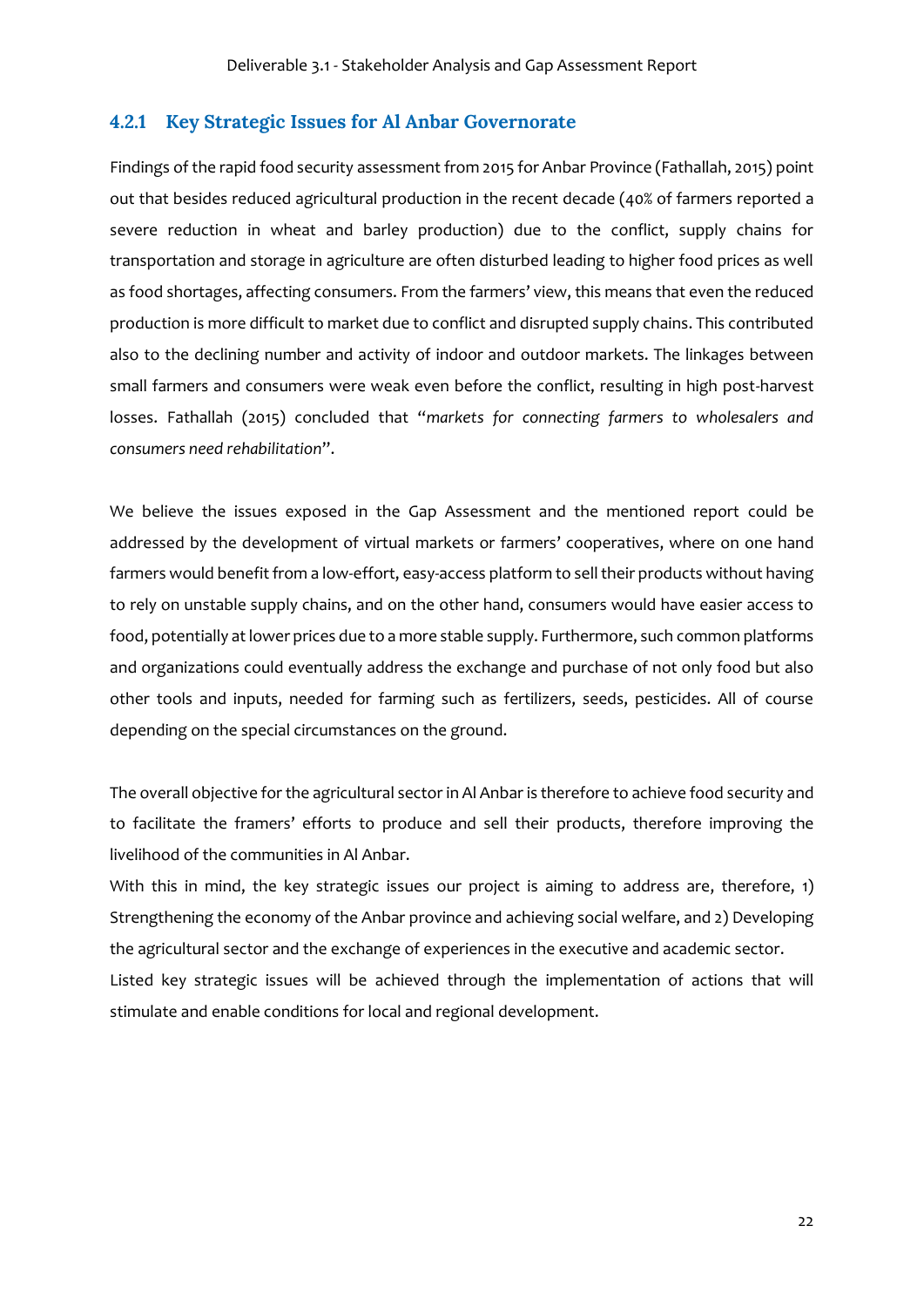### 4.2.1 Key Strategic Issues for Al Anbar Governorate

Findings of the rapid food security assessment from 2015 for Anbar Province (Fathallah, 2015) point out that besides reduced agricultural production in the recent decade (40% of farmers reported a severe reduction in wheat and barley production) due to the conflict, supply chains for transportation and storage in agriculture are often disturbed leading to higher food prices as well as food shortages, affecting consumers. From the farmers' view, this means that even the reduced production is more difficult to market due to conflict and disrupted supply chains. This contributed also to the declining number and activity of indoor and outdoor markets. The linkages between small farmers and consumers were weak even before the conflict, resulting in high post-harvest losses. Fathallah (2015) concluded that "*markets for connecting farmers to wholesalers and consumers need rehabilitation*".

We believe the issues exposed in the Gap Assessment and the mentioned report could be addressed by the development of virtual markets or farmers' cooperatives, where on one hand farmers would benefit from a low-effort, easy-access platform to sell their products without having to rely on unstable supply chains, and on the other hand, consumers would have easier access to food, potentially at lower prices due to a more stable supply. Furthermore, such common platforms and organizations could eventually address the exchange and purchase of not only food but also other tools and inputs, needed for farming such as fertilizers, seeds, pesticides. All of course depending on the special circumstances on the ground.

The overall objective for the agricultural sector in Al Anbar is therefore to achieve food security and to facilitate the framers' efforts to produce and sell their products, therefore improving the livelihood of the communities in Al Anbar.

With this in mind, the key strategic issues our project is aiming to address are, therefore, 1) Strengthening the economy of the Anbar province and achieving social welfare, and 2) Developing the agricultural sector and the exchange of experiences in the executive and academic sector.

Listed key strategic issues will be achieved through the implementation of actions that will stimulate and enable conditions for local and regional development.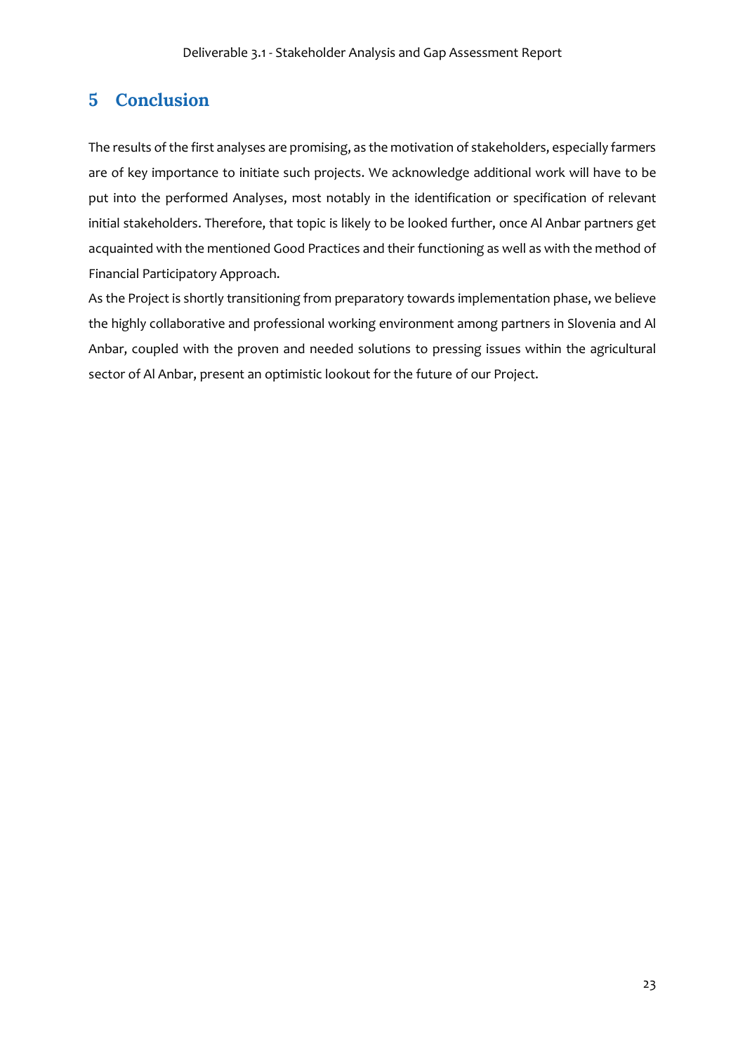# 5 Conclusion

The results of the first analyses are promising, as the motivation of stakeholders, especially farmers are of key importance to initiate such projects. We acknowledge additional work will have to be put into the performed Analyses, most notably in the identification or specification of relevant initial stakeholders. Therefore, that topic is likely to be looked further, once Al Anbar partners get acquainted with the mentioned Good Practices and their functioning as well as with the method of Financial Participatory Approach.

As the Project is shortly transitioning from preparatory towards implementation phase, we believe the highly collaborative and professional working environment among partners in Slovenia and Al Anbar, coupled with the proven and needed solutions to pressing issues within the agricultural sector of Al Anbar, present an optimistic lookout for the future of our Project.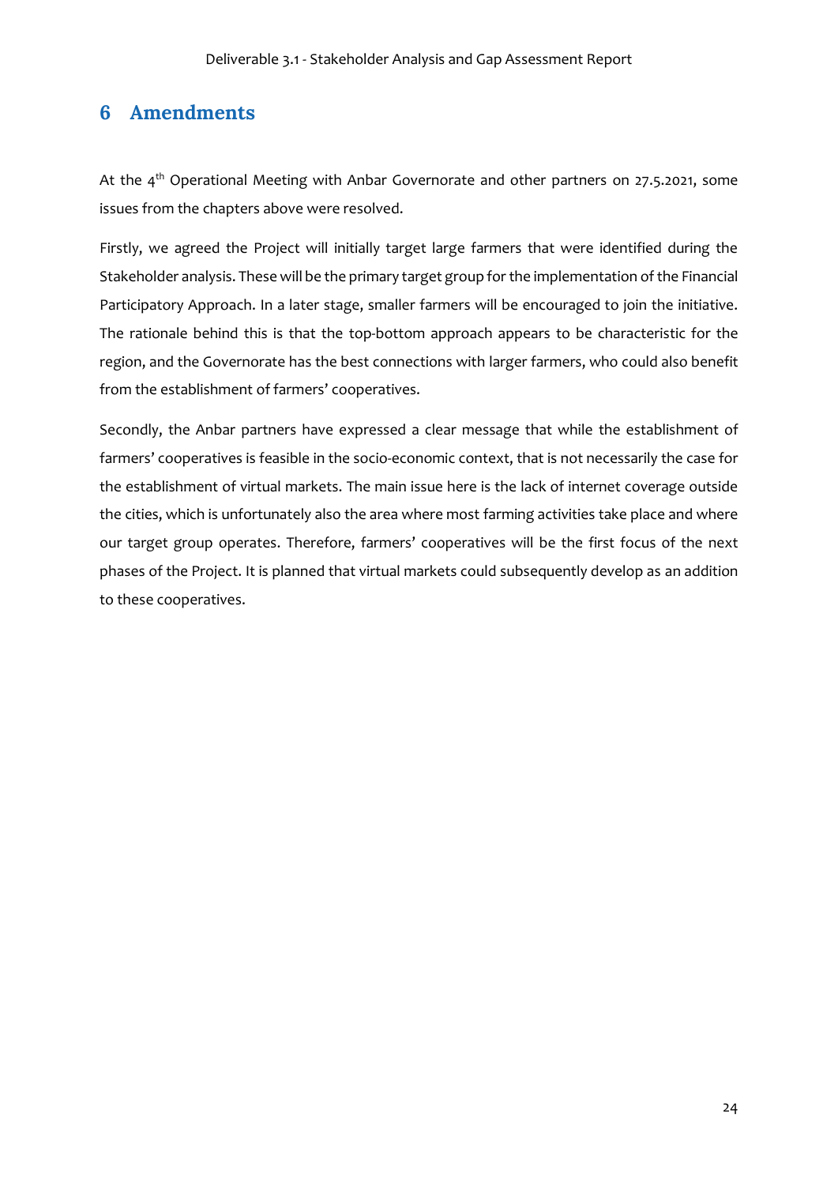# 6 Amendments

At the 4th Operational Meeting with Anbar Governorate and other partners on 27.5.2021, some issues from the chapters above were resolved.

Firstly, we agreed the Project will initially target large farmers that were identified during the Stakeholder analysis. These will be the primary target group for the implementation of the Financial Participatory Approach. In a later stage, smaller farmers will be encouraged to join the initiative. The rationale behind this is that the top-bottom approach appears to be characteristic for the region, and the Governorate has the best connections with larger farmers, who could also benefit from the establishment of farmers' cooperatives.

Secondly, the Anbar partners have expressed a clear message that while the establishment of farmers' cooperatives is feasible in the socio-economic context, that is not necessarily the case for the establishment of virtual markets. The main issue here is the lack of internet coverage outside the cities, which is unfortunately also the area where most farming activities take place and where our target group operates. Therefore, farmers' cooperatives will be the first focus of the next phases of the Project. It is planned that virtual markets could subsequently develop as an addition to these cooperatives.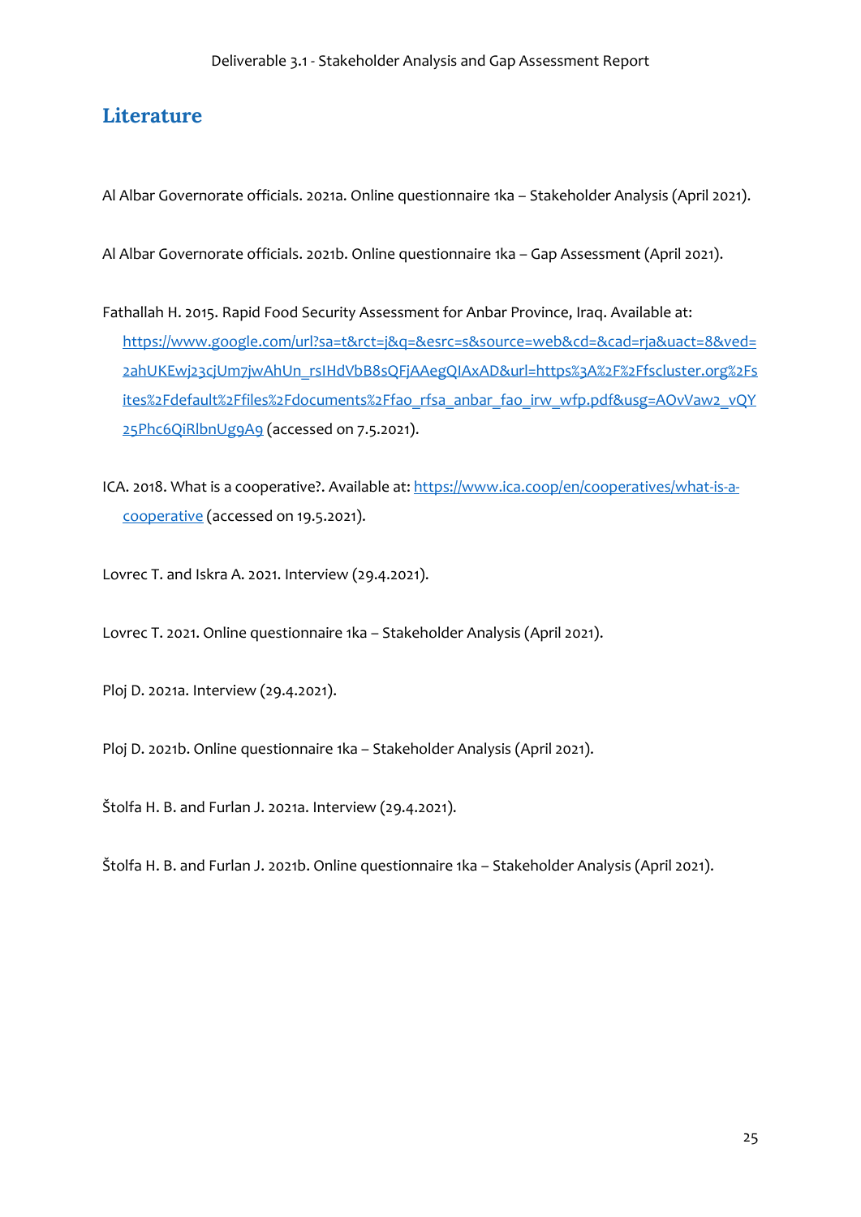## Literature

Al Albar Governorate officials. 2021a. Online questionnaire 1ka – Stakeholder Analysis (April 2021).

Al Albar Governorate officials. 2021b. Online questionnaire 1ka – Gap Assessment (April 2021).

Fathallah H. 2015. Rapid Food Security Assessment for Anbar Province, Iraq. Available at: https://www.google.com/url?sa=t&rct=j&q=&esrc=s&source=web&cd=&cad=rja&uact=8&ved=2ahUKEwj23cjUm7jwAhUn_rsIHdVbB8sQFjAAegQIAxAD&url=https%3A%2F%2Ffscluster.org%2Fsites%2Fdefault%2Ffiles%2Fdocuments%2Ffao_rfsa_anbar_fao_irw_wfp.pdf&usg=AOvVaw2_vQY25Phc6QiRlbnUg9A9 (accessed on 7.5.2021).

ICA. 2018. What is a cooperative?. Available at: https://www.ica.coop/en/cooperatives/what-is-a-cooperative (accessed on 19.5.2021).

Lovrec T. and Iskra A. 2021. Interview (29.4.2021).

Lovrec T. 2021. Online questionnaire 1ka – Stakeholder Analysis (April 2021).

Ploj D. 2021a. Interview (29.4.2021).

Ploj D. 2021b. Online questionnaire 1ka – Stakeholder Analysis (April 2021).

Štolfa H. B. and Furlan J. 2021a. Interview (29.4.2021).

Štolfa H. B. and Furlan J. 2021b. Online questionnaire 1ka – Stakeholder Analysis (April 2021).